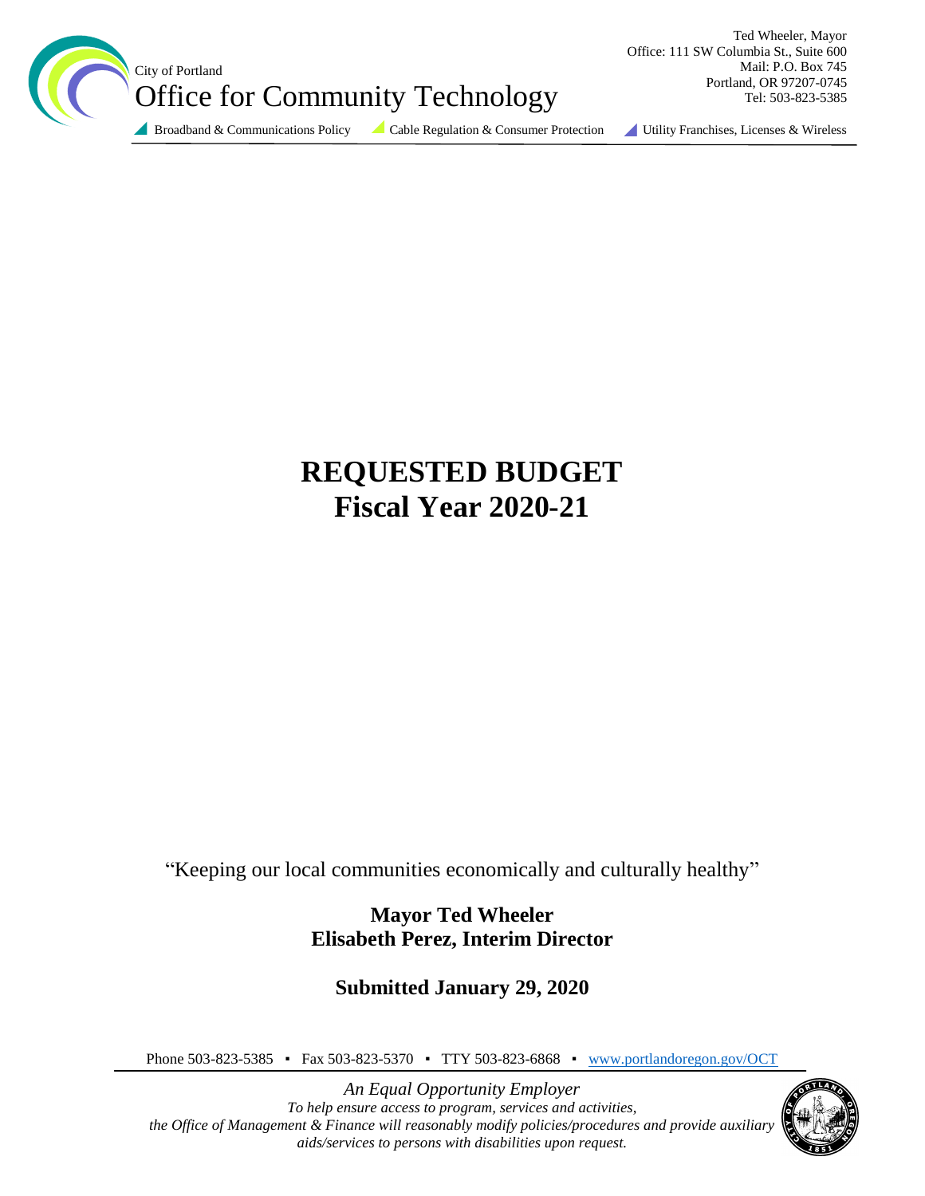City of Portland

# Office for Community Technology

Ted Wheeler, Mayor
Office: 111 SW Columbia St., Suite 600
Mail: P.O. Box 745
Portland, OR 97207-0745
Tel: 503-823-5385

Broadband & Communications Policy | Cable Regulation & Consumer Protection | Utility Franchises, Licenses & Wireless

# REQUESTED BUDGET
# Fiscal Year 2020-21

"Keeping our local communities economically and culturally healthy"

**Mayor Ted Wheeler**
**Elisabeth Perez, Interim Director**

**Submitted January 29, 2020**

Phone 503-823-5385 ▪ Fax 503-823-5370 ▪ TTY 503-823-6868 ▪ www.portlandoregon.gov/OCT

*An Equal Opportunity Employer*
*To help ensure access to program, services and activities, the Office of Management & Finance will reasonably modify policies/procedures and provide auxiliary aids/services to persons with disabilities upon request.*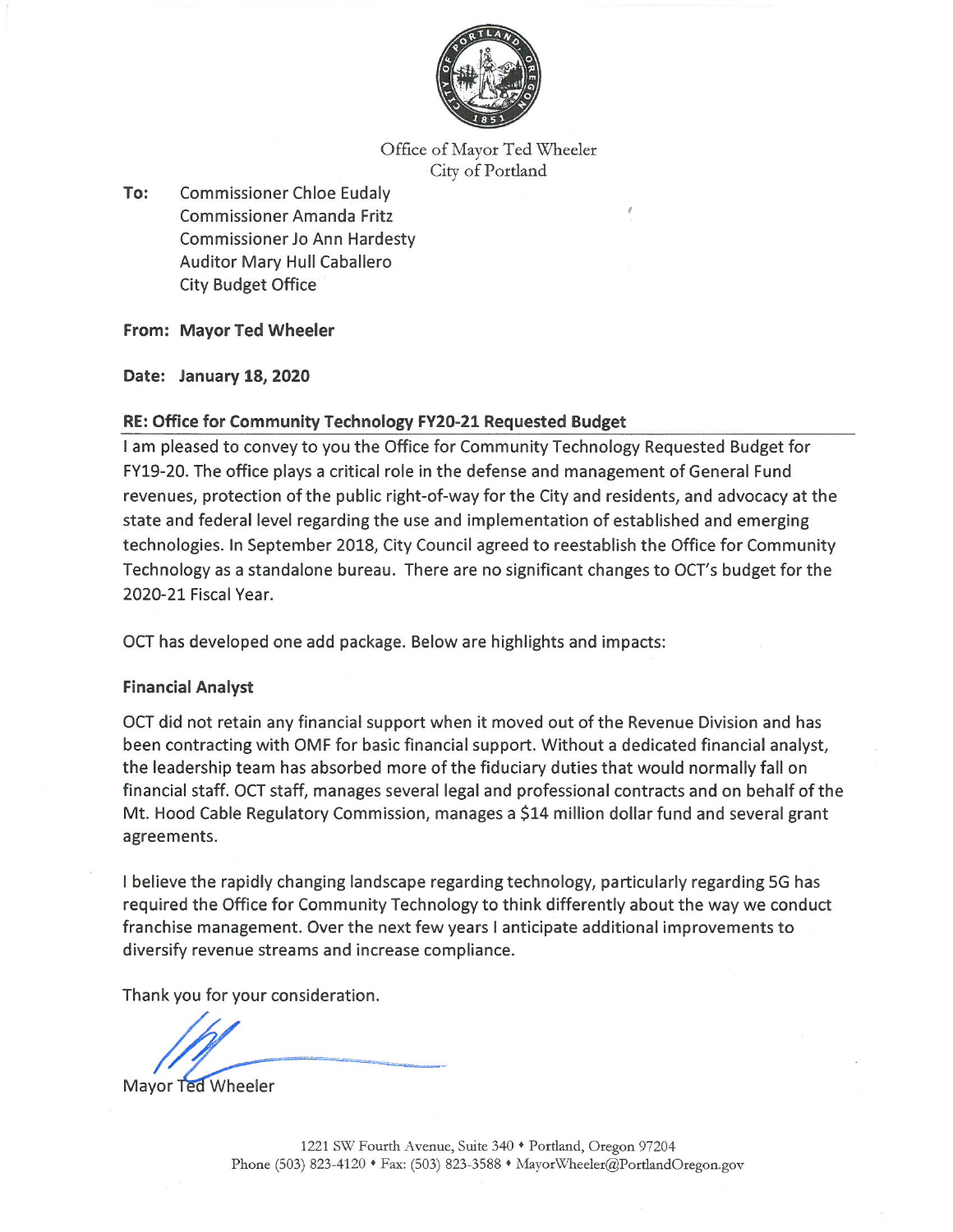Office of Mayor Ted Wheeler
City of Portland

**To:** Commissioner Chloe Eudaly
Commissioner Amanda Fritz
Commissioner Jo Ann Hardesty
Auditor Mary Hull Caballero
City Budget Office

**From: Mayor Ted Wheeler**

**Date: January 18, 2020**

**RE: Office for Community Technology FY20-21 Requested Budget**

I am pleased to convey to you the Office for Community Technology Requested Budget for FY19-20. The office plays a critical role in the defense and management of General Fund revenues, protection of the public right-of-way for the City and residents, and advocacy at the state and federal level regarding the use and implementation of established and emerging technologies. In September 2018, City Council agreed to reestablish the Office for Community Technology as a standalone bureau. There are no significant changes to OCT's budget for the 2020-21 Fiscal Year.

OCT has developed one add package. Below are highlights and impacts:

**Financial Analyst**

OCT did not retain any financial support when it moved out of the Revenue Division and has been contracting with OMF for basic financial support. Without a dedicated financial analyst, the leadership team has absorbed more of the fiduciary duties that would normally fall on financial staff. OCT staff, manages several legal and professional contracts and on behalf of the Mt. Hood Cable Regulatory Commission, manages a $14 million dollar fund and several grant agreements.

I believe the rapidly changing landscape regarding technology, particularly regarding 5G has required the Office for Community Technology to think differently about the way we conduct franchise management. Over the next few years I anticipate additional improvements to diversify revenue streams and increase compliance.

Thank you for your consideration.

Mayor Ted Wheeler

1221 SW Fourth Avenue, Suite 340 • Portland, Oregon 97204
Phone (503) 823-4120 • Fax: (503) 823-3588 • MayorWheeler@PortlandOregon.gov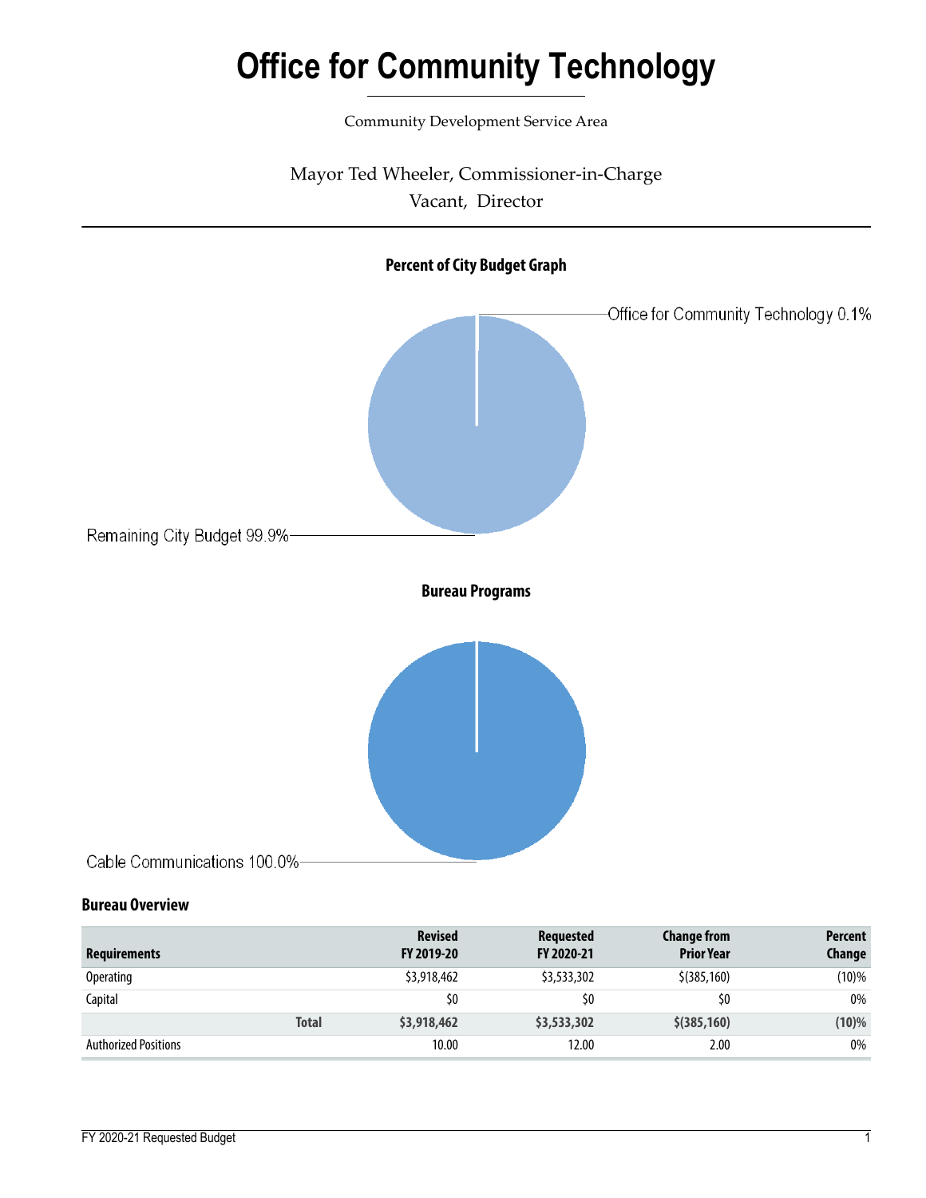# Office for Community Technology

Community Development Service Area

Mayor Ted Wheeler, Commissioner-in-Charge

Vacant, Director

**Percent of City Budget Graph**

Office for Community Technology 0.1%

Remaining City Budget 99.9%

**Bureau Programs**

Cable Communications 100.0%

### Bureau Overview

| Requirements | Revised FY 2019-20 | Requested FY 2020-21 | Change from Prior Year | Percent Change |
|---|---|---|---|---|
| Operating | $3,918,462 | $3,533,302 | $(385,160) | (10)% |
| Capital | $0 | $0 | $0 | 0% |
| **Total** | **$3,918,462** | **$3,533,302** | **$(385,160)** | **(10)%** |
| Authorized Positions | 10.00 | 12.00 | 2.00 | 0% |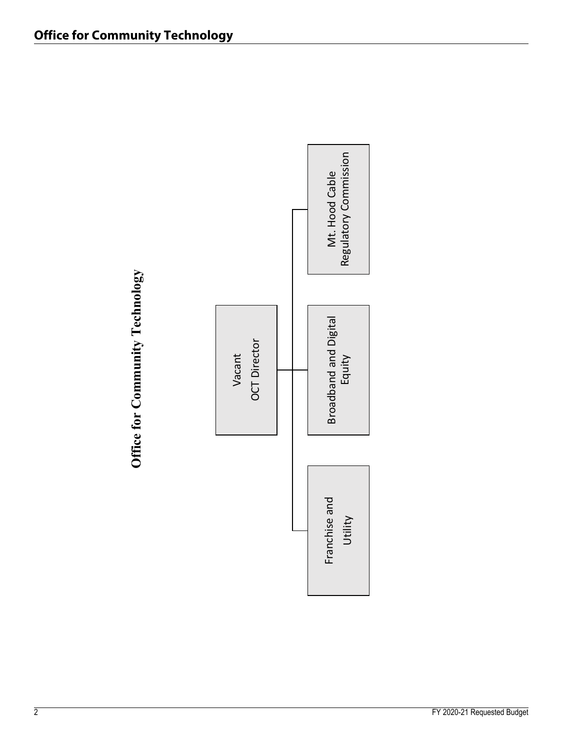# Office for Community Technology

**Office for Community Technology**

- Vacant
  OCT Director
  - Franchise and Utility
  - Broadband and Digital Equity
  - Mt. Hood Cable Regulatory Commission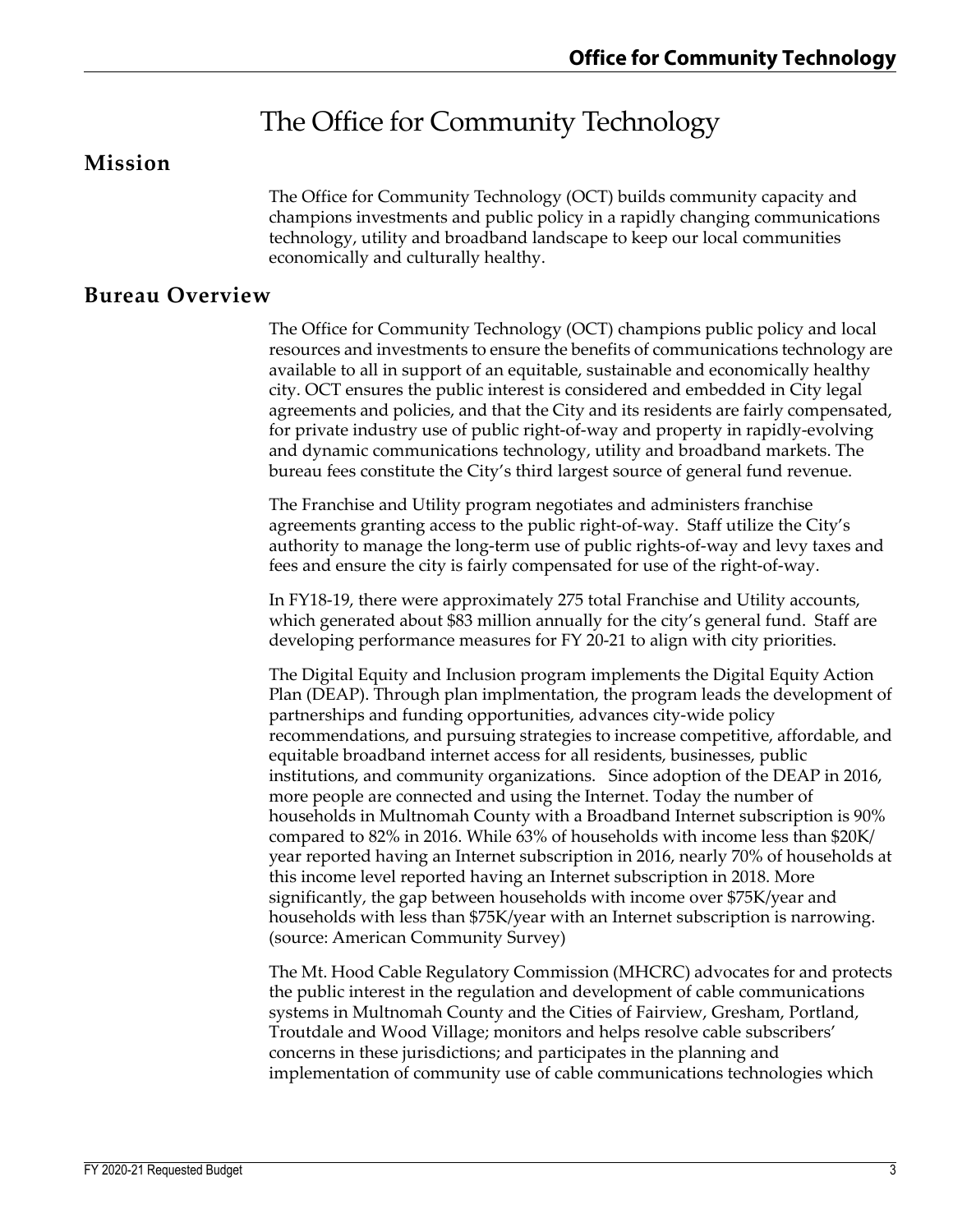# The Office for Community Technology

## Mission

The Office for Community Technology (OCT) builds community capacity and champions investments and public policy in a rapidly changing communications technology, utility and broadband landscape to keep our local communities economically and culturally healthy.

## Bureau Overview

The Office for Community Technology (OCT) champions public policy and local resources and investments to ensure the benefits of communications technology are available to all in support of an equitable, sustainable and economically healthy city. OCT ensures the public interest is considered and embedded in City legal agreements and policies, and that the City and its residents are fairly compensated, for private industry use of public right-of-way and property in rapidly-evolving and dynamic communications technology, utility and broadband markets. The bureau fees constitute the City's third largest source of general fund revenue.

The Franchise and Utility program negotiates and administers franchise agreements granting access to the public right-of-way. Staff utilize the City's authority to manage the long-term use of public rights-of-way and levy taxes and fees and ensure the city is fairly compensated for use of the right-of-way.

In FY18-19, there were approximately 275 total Franchise and Utility accounts, which generated about $83 million annually for the city's general fund. Staff are developing performance measures for FY 20-21 to align with city priorities.

The Digital Equity and Inclusion program implements the Digital Equity Action Plan (DEAP). Through plan implmentation, the program leads the development of partnerships and funding opportunities, advances city-wide policy recommendations, and pursuing strategies to increase competitive, affordable, and equitable broadband internet access for all residents, businesses, public institutions, and community organizations. Since adoption of the DEAP in 2016, more people are connected and using the Internet. Today the number of households in Multnomah County with a Broadband Internet subscription is 90% compared to 82% in 2016. While 63% of households with income less than $20K/year reported having an Internet subscription in 2016, nearly 70% of households at this income level reported having an Internet subscription in 2018. More significantly, the gap between households with income over $75K/year and households with less than $75K/year with an Internet subscription is narrowing. (source: American Community Survey)

The Mt. Hood Cable Regulatory Commission (MHCRC) advocates for and protects the public interest in the regulation and development of cable communications systems in Multnomah County and the Cities of Fairview, Gresham, Portland, Troutdale and Wood Village; monitors and helps resolve cable subscribers' concerns in these jurisdictions; and participates in the planning and implementation of community use of cable communications technologies which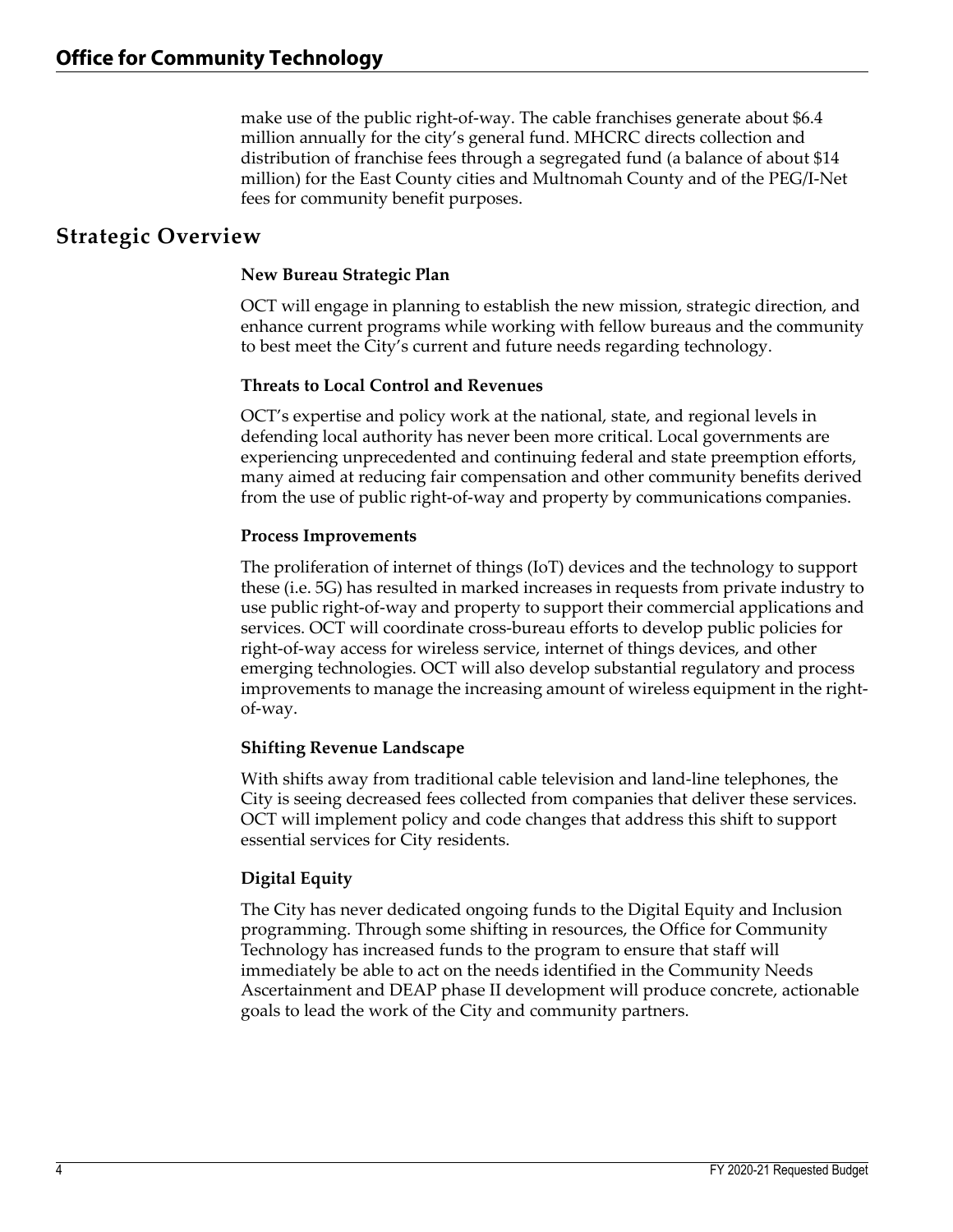make use of the public right-of-way. The cable franchises generate about $6.4 million annually for the city's general fund. MHCRC directs collection and distribution of franchise fees through a segregated fund (a balance of about $14 million) for the East County cities and Multnomah County and of the PEG/I-Net fees for community benefit purposes.

## Strategic Overview

### New Bureau Strategic Plan

OCT will engage in planning to establish the new mission, strategic direction, and enhance current programs while working with fellow bureaus and the community to best meet the City's current and future needs regarding technology.

### Threats to Local Control and Revenues

OCT's expertise and policy work at the national, state, and regional levels in defending local authority has never been more critical. Local governments are experiencing unprecedented and continuing federal and state preemption efforts, many aimed at reducing fair compensation and other community benefits derived from the use of public right-of-way and property by communications companies.

### Process Improvements

The proliferation of internet of things (IoT) devices and the technology to support these (i.e. 5G) has resulted in marked increases in requests from private industry to use public right-of-way and property to support their commercial applications and services. OCT will coordinate cross-bureau efforts to develop public policies for right-of-way access for wireless service, internet of things devices, and other emerging technologies. OCT will also develop substantial regulatory and process improvements to manage the increasing amount of wireless equipment in the right-of-way.

### Shifting Revenue Landscape

With shifts away from traditional cable television and land-line telephones, the City is seeing decreased fees collected from companies that deliver these services. OCT will implement policy and code changes that address this shift to support essential services for City residents.

### Digital Equity

The City has never dedicated ongoing funds to the Digital Equity and Inclusion programming. Through some shifting in resources, the Office for Community Technology has increased funds to the program to ensure that staff will immediately be able to act on the needs identified in the Community Needs Ascertainment and DEAP phase II development will produce concrete, actionable goals to lead the work of the City and community partners.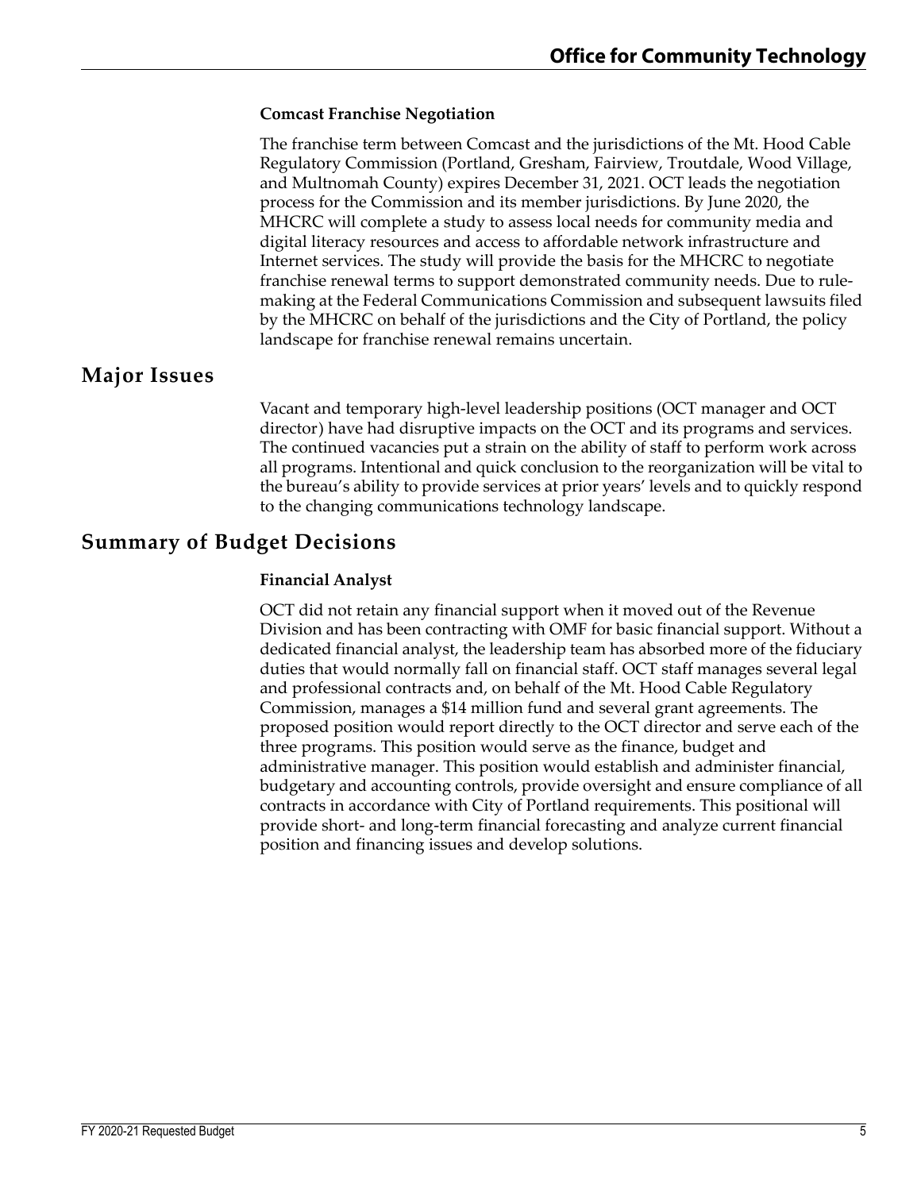### Comcast Franchise Negotiation

The franchise term between Comcast and the jurisdictions of the Mt. Hood Cable Regulatory Commission (Portland, Gresham, Fairview, Troutdale, Wood Village, and Multnomah County) expires December 31, 2021. OCT leads the negotiation process for the Commission and its member jurisdictions. By June 2020, the MHCRC will complete a study to assess local needs for community media and digital literacy resources and access to affordable network infrastructure and Internet services. The study will provide the basis for the MHCRC to negotiate franchise renewal terms to support demonstrated community needs. Due to rule-making at the Federal Communications Commission and subsequent lawsuits filed by the MHCRC on behalf of the jurisdictions and the City of Portland, the policy landscape for franchise renewal remains uncertain.

## Major Issues

Vacant and temporary high-level leadership positions (OCT manager and OCT director) have had disruptive impacts on the OCT and its programs and services. The continued vacancies put a strain on the ability of staff to perform work across all programs. Intentional and quick conclusion to the reorganization will be vital to the bureau's ability to provide services at prior years' levels and to quickly respond to the changing communications technology landscape.

## Summary of Budget Decisions

### Financial Analyst

OCT did not retain any financial support when it moved out of the Revenue Division and has been contracting with OMF for basic financial support. Without a dedicated financial analyst, the leadership team has absorbed more of the fiduciary duties that would normally fall on financial staff. OCT staff manages several legal and professional contracts and, on behalf of the Mt. Hood Cable Regulatory Commission, manages a $14 million fund and several grant agreements. The proposed position would report directly to the OCT director and serve each of the three programs. This position would serve as the finance, budget and administrative manager. This position would establish and administer financial, budgetary and accounting controls, provide oversight and ensure compliance of all contracts in accordance with City of Portland requirements. This positional will provide short- and long-term financial forecasting and analyze current financial position and financing issues and develop solutions.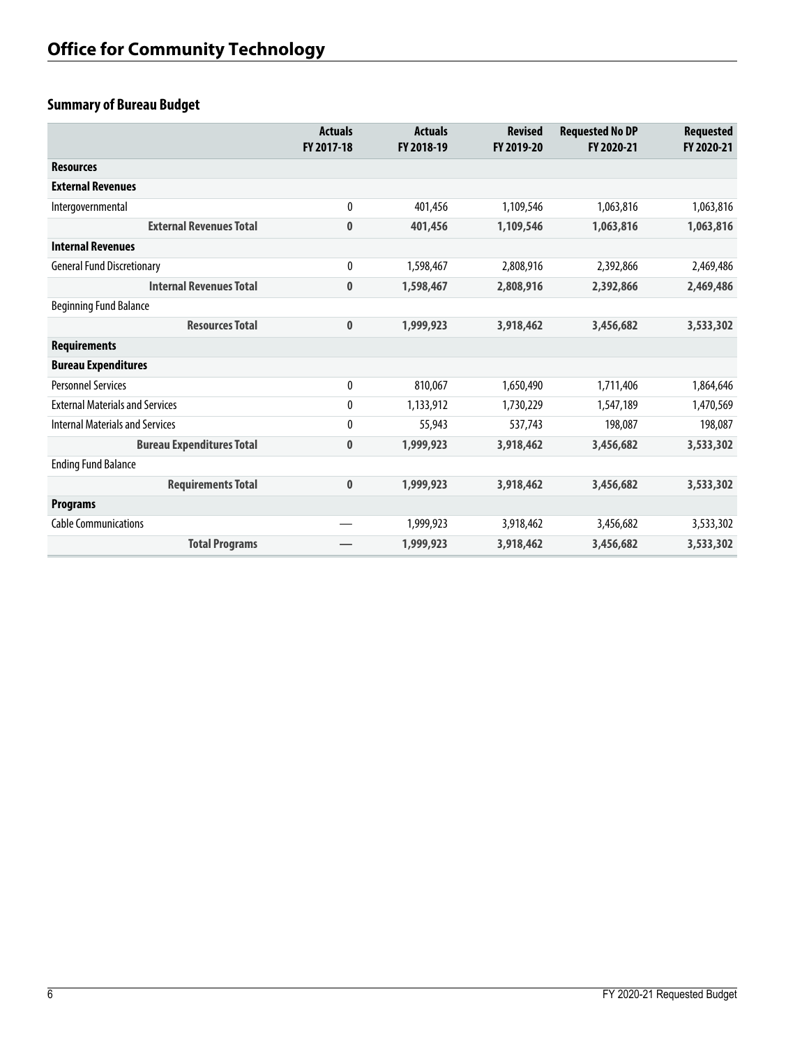# Office for Community Technology

## Summary of Bureau Budget

| | Actuals FY 2017-18 | Actuals FY 2018-19 | Revised FY 2019-20 | Requested No DP FY 2020-21 | Requested FY 2020-21 |
|---|---|---|---|---|---|
| **Resources** | | | | | |
| **External Revenues** | | | | | |
| Intergovernmental | 0 | 401,456 | 1,109,546 | 1,063,816 | 1,063,816 |
| **External Revenues Total** | **0** | **401,456** | **1,109,546** | **1,063,816** | **1,063,816** |
| **Internal Revenues** | | | | | |
| General Fund Discretionary | 0 | 1,598,467 | 2,808,916 | 2,392,866 | 2,469,486 |
| **Internal Revenues Total** | **0** | **1,598,467** | **2,808,916** | **2,392,866** | **2,469,486** |
| Beginning Fund Balance | | | | | |
| **Resources Total** | **0** | **1,999,923** | **3,918,462** | **3,456,682** | **3,533,302** |
| **Requirements** | | | | | |
| **Bureau Expenditures** | | | | | |
| Personnel Services | 0 | 810,067 | 1,650,490 | 1,711,406 | 1,864,646 |
| External Materials and Services | 0 | 1,133,912 | 1,730,229 | 1,547,189 | 1,470,569 |
| Internal Materials and Services | 0 | 55,943 | 537,743 | 198,087 | 198,087 |
| **Bureau Expenditures Total** | **0** | **1,999,923** | **3,918,462** | **3,456,682** | **3,533,302** |
| Ending Fund Balance | | | | | |
| **Requirements Total** | **0** | **1,999,923** | **3,918,462** | **3,456,682** | **3,533,302** |
| **Programs** | | | | | |
| Cable Communications | — | 1,999,923 | 3,918,462 | 3,456,682 | 3,533,302 |
| **Total Programs** | **—** | **1,999,923** | **3,918,462** | **3,456,682** | **3,533,302** |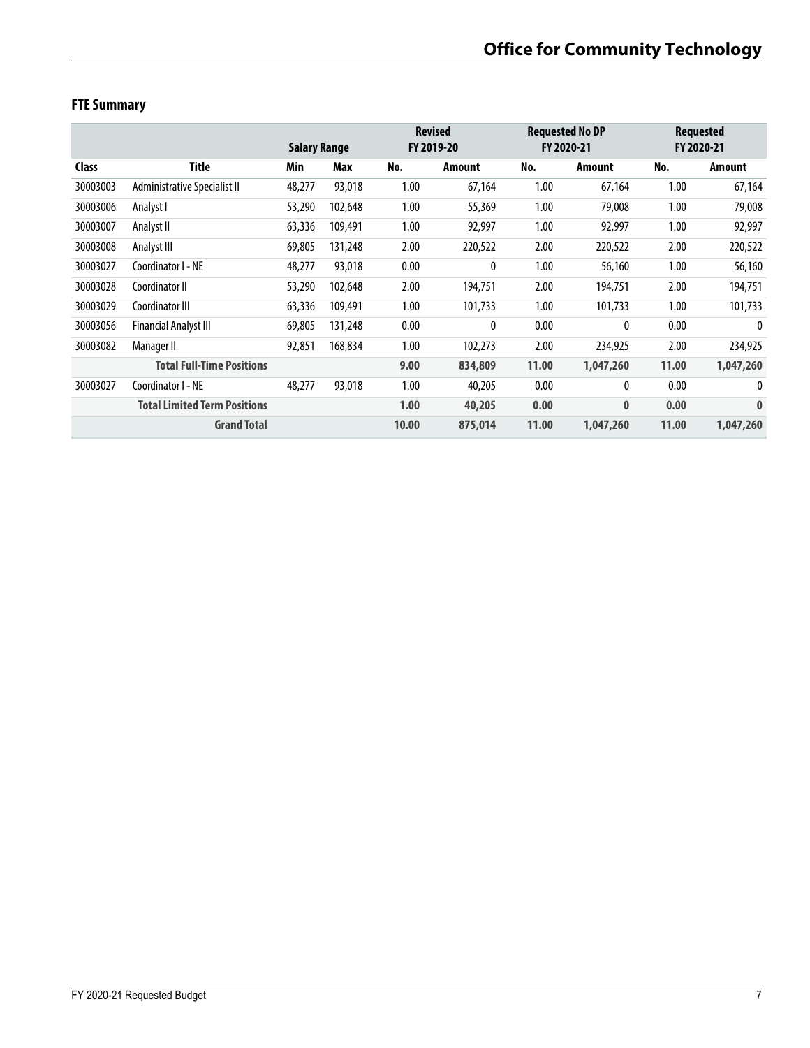## FTE Summary

| Class | Title | Salary Range | | Revised FY 2019-20 | | Requested No DP FY 2020-21 | | Requested FY 2020-21 | |
|---|---|---|---|---|---|---|---|---|---|
| | | Min | Max | No. | Amount | No. | Amount | No. | Amount |
| 30003003 | Administrative Specialist II | 48,277 | 93,018 | 1.00 | 67,164 | 1.00 | 67,164 | 1.00 | 67,164 |
| 30003006 | Analyst I | 53,290 | 102,648 | 1.00 | 55,369 | 1.00 | 79,008 | 1.00 | 79,008 |
| 30003007 | Analyst II | 63,336 | 109,491 | 1.00 | 92,997 | 1.00 | 92,997 | 1.00 | 92,997 |
| 30003008 | Analyst III | 69,805 | 131,248 | 2.00 | 220,522 | 2.00 | 220,522 | 2.00 | 220,522 |
| 30003027 | Coordinator I - NE | 48,277 | 93,018 | 0.00 | 0 | 1.00 | 56,160 | 1.00 | 56,160 |
| 30003028 | Coordinator II | 53,290 | 102,648 | 2.00 | 194,751 | 2.00 | 194,751 | 2.00 | 194,751 |
| 30003029 | Coordinator III | 63,336 | 109,491 | 1.00 | 101,733 | 1.00 | 101,733 | 1.00 | 101,733 |
| 30003056 | Financial Analyst III | 69,805 | 131,248 | 0.00 | 0 | 0.00 | 0 | 0.00 | 0 |
| 30003082 | Manager II | 92,851 | 168,834 | 1.00 | 102,273 | 2.00 | 234,925 | 2.00 | 234,925 |
| | **Total Full-Time Positions** | | | **9.00** | **834,809** | **11.00** | **1,047,260** | **11.00** | **1,047,260** |
| 30003027 | Coordinator I - NE | 48,277 | 93,018 | 1.00 | 40,205 | 0.00 | 0 | 0.00 | 0 |
| | **Total Limited Term Positions** | | | **1.00** | **40,205** | **0.00** | **0** | **0.00** | **0** |
| | **Grand Total** | | | **10.00** | **875,014** | **11.00** | **1,047,260** | **11.00** | **1,047,260** |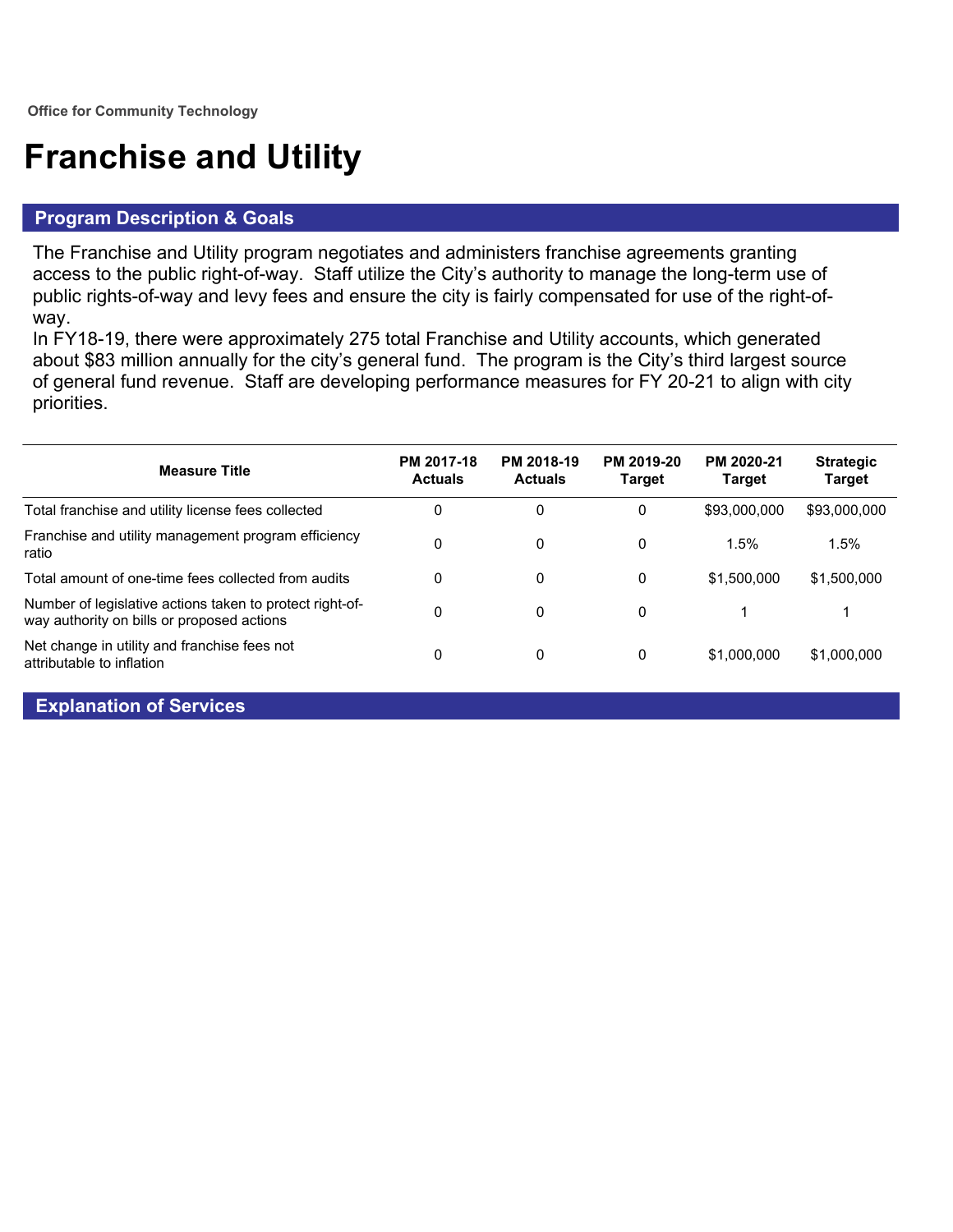Office for Community Technology

# Franchise and Utility

## Program Description & Goals

The Franchise and Utility program negotiates and administers franchise agreements granting access to the public right-of-way. Staff utilize the City's authority to manage the long-term use of public rights-of-ways and levy fees and ensure the city is fairly compensated for use of the right-of-way.

In FY18-19, there were approximately 275 total Franchise and Utility accounts, which generated about $83 million annually for the city's general fund. The program is the City's third largest source of general fund revenue. Staff are developing performance measures for FY 20-21 to align with city priorities.

| Measure Title | PM 2017-18 Actuals | PM 2018-19 Actuals | PM 2019-20 Target | PM 2020-21 Target | Strategic Target |
|---|---|---|---|---|---|
| Total franchise and utility license fees collected | 0 | 0 | 0 | $93,000,000 | $93,000,000 |
| Franchise and utility management program efficiency ratio | 0 | 0 | 0 | 1.5% | 1.5% |
| Total amount of one-time fees collected from audits | 0 | 0 | 0 | $1,500,000 | $1,500,000 |
| Number of legislative actions taken to protect right-of-way authority on bills or proposed actions | 0 | 0 | 0 | 1 | 1 |
| Net change in utility and franchise fees not attributable to inflation | 0 | 0 | 0 | $1,000,000 | $1,000,000 |

## Explanation of Services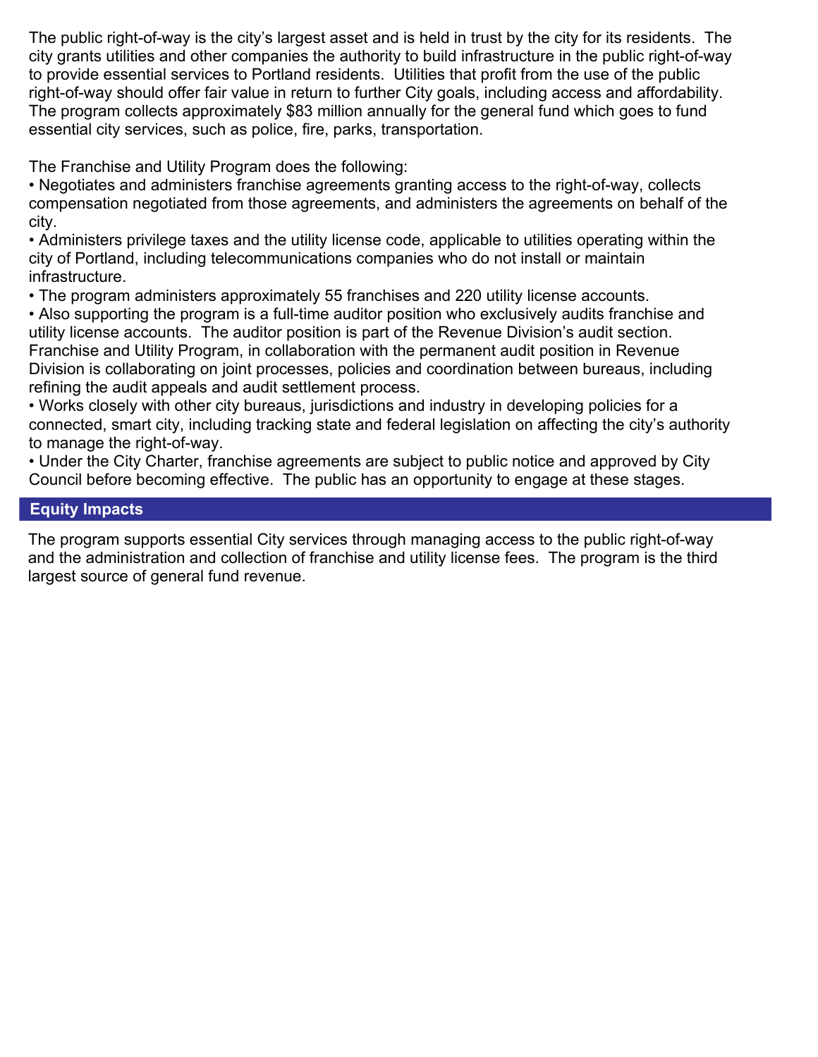The public right-of-way is the city's largest asset and is held in trust by the city for its residents. The city grants utilities and other companies the authority to build infrastructure in the public right-of-way to provide essential services to Portland residents. Utilities that profit from the use of the public right-of-way should offer fair value in return to further City goals, including access and affordability. The program collects approximately $83 million annually for the general fund which goes to fund essential city services, such as police, fire, parks, transportation.

The Franchise and Utility Program does the following:

- Negotiates and administers franchise agreements granting access to the right-of-way, collects compensation negotiated from those agreements, and administers the agreements on behalf of the city.
- Administers privilege taxes and the utility license code, applicable to utilities operating within the city of Portland, including telecommunications companies who do not install or maintain infrastructure.
- The program administers approximately 55 franchises and 220 utility license accounts.
- Also supporting the program is a full-time auditor position who exclusively audits franchise and utility license accounts. The auditor position is part of the Revenue Division's audit section. Franchise and Utility Program, in collaboration with the permanent audit position in Revenue Division is collaborating on joint processes, policies and coordination between bureaus, including refining the audit appeals and audit settlement process.
- Works closely with other city bureaus, jurisdictions and industry in developing policies for a connected, smart city, including tracking state and federal legislation on affecting the city's authority to manage the right-of-way.
- Under the City Charter, franchise agreements are subject to public notice and approved by City Council before becoming effective. The public has an opportunity to engage at these stages.

## Equity Impacts

The program supports essential City services through managing access to the public right-of-way and the administration and collection of franchise and utility license fees. The program is the third largest source of general fund revenue.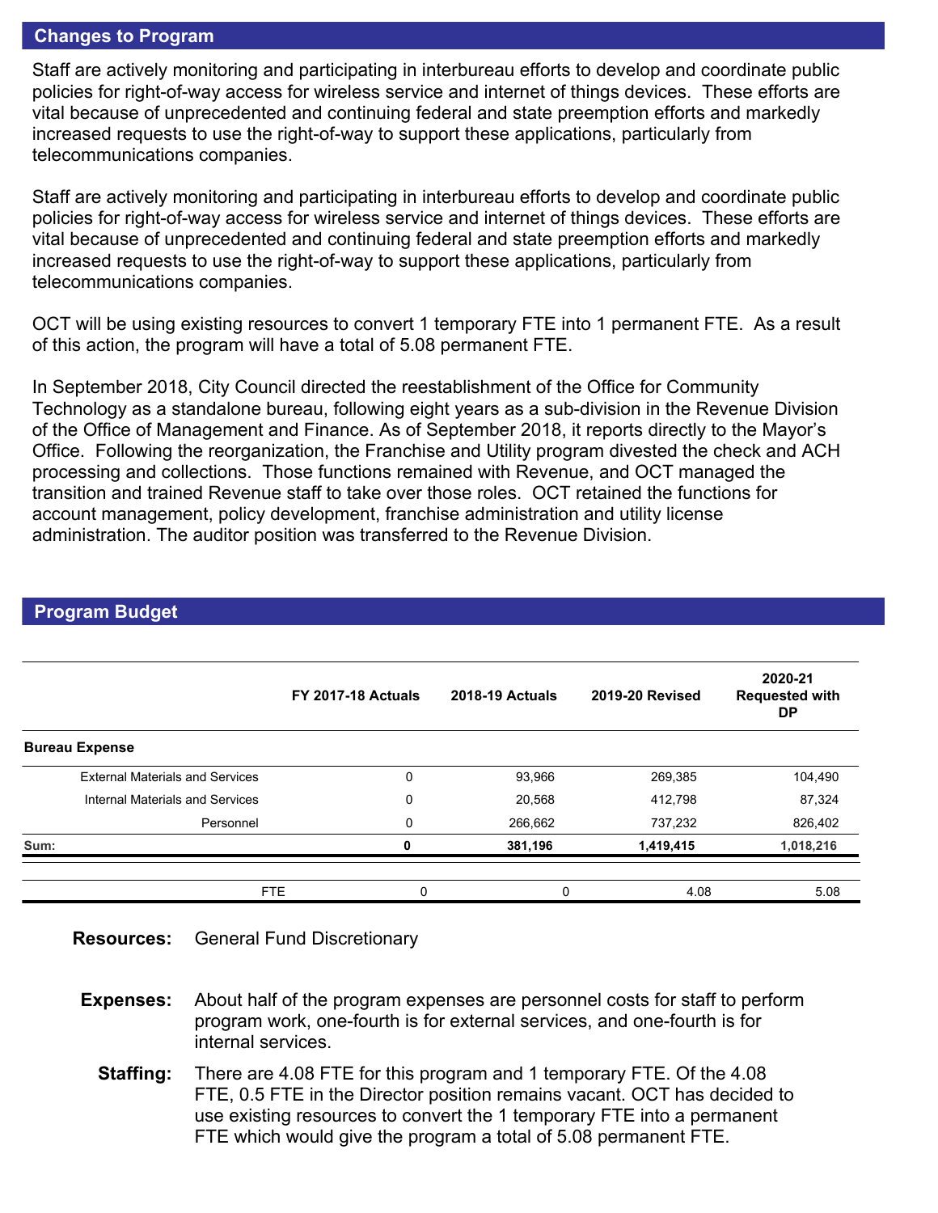## Changes to Program

Staff are actively monitoring and participating in interbureau efforts to develop and coordinate public policies for right-of-way access for wireless service and internet of things devices. These efforts are vital because of unprecedented and continuing federal and state preemption efforts and markedly increased requests to use the right-of-way to support these applications, particularly from telecommunications companies.

Staff are actively monitoring and participating in interbureau efforts to develop and coordinate public policies for right-of-way access for wireless service and internet of things devices. These efforts are vital because of unprecedented and continuing federal and state preemption efforts and markedly increased requests to use the right-of-way to support these applications, particularly from telecommunications companies.

OCT will be using existing resources to convert 1 temporary FTE into 1 permanent FTE. As a result of this action, the program will have a total of 5.08 permanent FTE.

In September 2018, City Council directed the reestablishment of the Office for Community Technology as a standalone bureau, following eight years as a sub-division in the Revenue Division of the Office of Management and Finance. As of September 2018, it reports directly to the Mayor's Office. Following the reorganization, the Franchise and Utility program divested the check and ACH processing and collections. Those functions remained with Revenue, and OCT managed the transition and trained Revenue staff to take over those roles. OCT retained the functions for account management, policy development, franchise administration and utility license administration. The auditor position was transferred to the Revenue Division.

## Program Budget

| | FY 2017-18 Actuals | 2018-19 Actuals | 2019-20 Revised | 2020-21 Requested with DP |
|---|---|---|---|---|
| **Bureau Expense** | | | | |
| External Materials and Services | 0 | 93,966 | 269,385 | 104,490 |
| Internal Materials and Services | 0 | 20,568 | 412,798 | 87,324 |
| Personnel | 0 | 266,662 | 737,232 | 826,402 |
| **Sum:** | **0** | **381,196** | **1,419,415** | **1,018,216** |
| FTE | 0 | 0 | 4.08 | 5.08 |

**Resources:** General Fund Discretionary

**Expenses:** About half of the program expenses are personnel costs for staff to perform program work, one-fourth is for external services, and one-fourth is for internal services.

**Staffing:** There are 4.08 FTE for this program and 1 temporary FTE. Of the 4.08 FTE, 0.5 FTE in the Director position remains vacant. OCT has decided to use existing resources to convert the 1 temporary FTE into a permanent FTE which would give the program a total of 5.08 permanent FTE.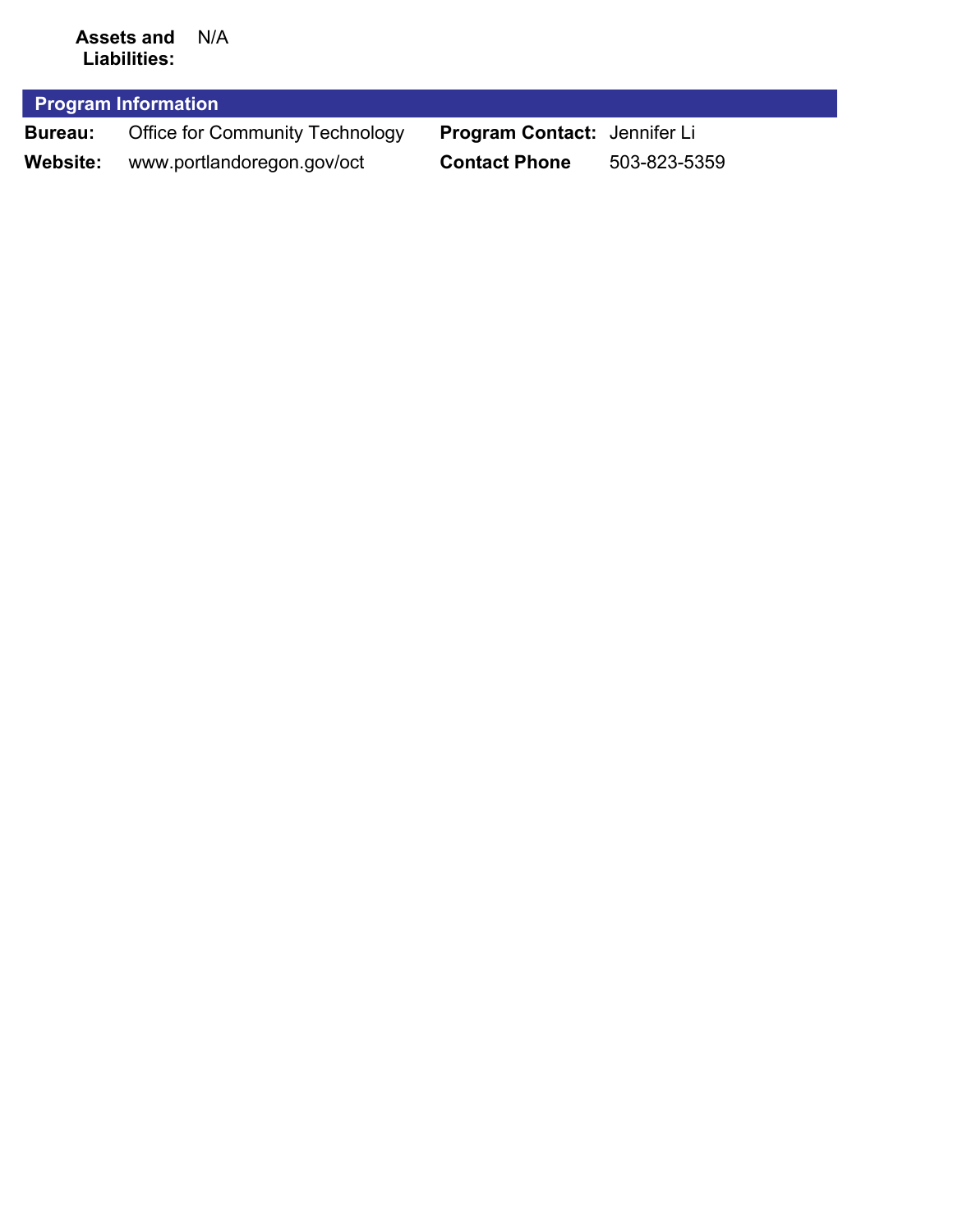**Assets and Liabilities:** N/A

## Program Information

| | | | |
|---|---|---|---|
| **Bureau:** | Office for Community Technology | **Program Contact:** | Jennifer Li |
| **Website:** | www.portlandoregon.gov/oct | **Contact Phone** | 503-823-5359 |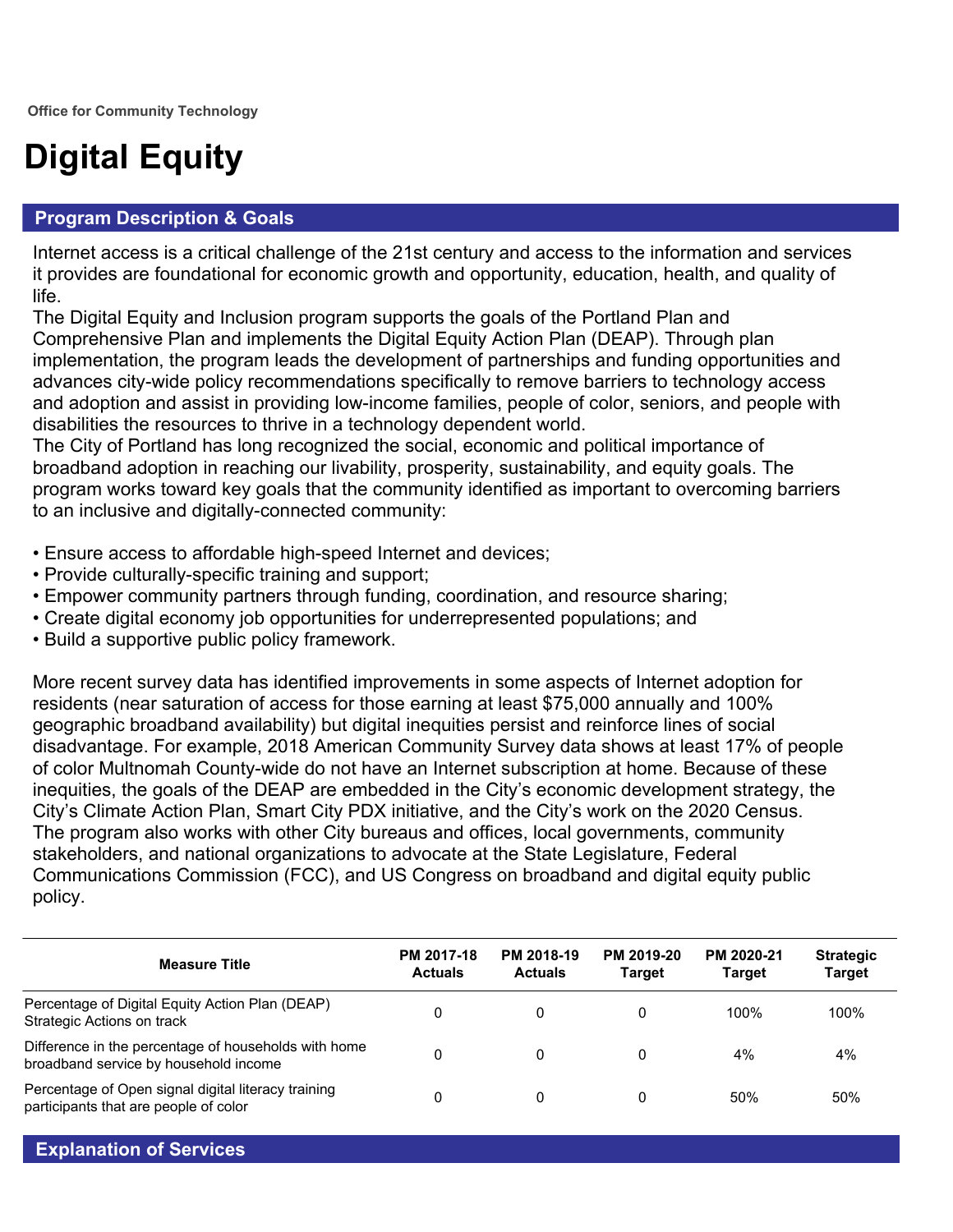Office for Community Technology

# Digital Equity

## Program Description & Goals

Internet access is a critical challenge of the 21st century and access to the information and services it provides are foundational for economic growth and opportunity, education, health, and quality of life.

The Digital Equity and Inclusion program supports the goals of the Portland Plan and Comprehensive Plan and implements the Digital Equity Action Plan (DEAP). Through plan implementation, the program leads the development of partnerships and funding opportunities and advances city-wide policy recommendations specifically to remove barriers to technology access and adoption and assist in providing low-income families, people of color, seniors, and people with disabilities the resources to thrive in a technology dependent world.

The City of Portland has long recognized the social, economic and political importance of broadband adoption in reaching our livability, prosperity, sustainability, and equity goals. The program works toward key goals that the community identified as important to overcoming barriers to an inclusive and digitally-connected community:

- Ensure access to affordable high-speed Internet and devices;
- Provide culturally-specific training and support;
- Empower community partners through funding, coordination, and resource sharing;
- Create digital economy job opportunities for underrepresented populations; and
- Build a supportive public policy framework.

More recent survey data has identified improvements in some aspects of Internet adoption for residents (near saturation of access for those earning at least $75,000 annually and 100% geographic broadband availability) but digital inequities persist and reinforce lines of social disadvantage. For example, 2018 American Community Survey data shows at least 17% of people of color Multnomah County-wide do not have an Internet subscription at home. Because of these inequities, the goals of the DEAP are embedded in the City's economic development strategy, the City's Climate Action Plan, Smart City PDX initiative, and the City's work on the 2020 Census. The program also works with other City bureaus and offices, local governments, community stakeholders, and national organizations to advocate at the State Legislature, Federal Communications Commission (FCC), and US Congress on broadband and digital equity public policy.

| Measure Title | PM 2017-18 Actuals | PM 2018-19 Actuals | PM 2019-20 Target | PM 2020-21 Target | Strategic Target |
|---|---|---|---|---|---|
| Percentage of Digital Equity Action Plan (DEAP) Strategic Actions on track | 0 | 0 | 0 | 100% | 100% |
| Difference in the percentage of households with home broadband service by household income | 0 | 0 | 0 | 4% | 4% |
| Percentage of Open signal digital literacy training participants that are people of color | 0 | 0 | 0 | 50% | 50% |

## Explanation of Services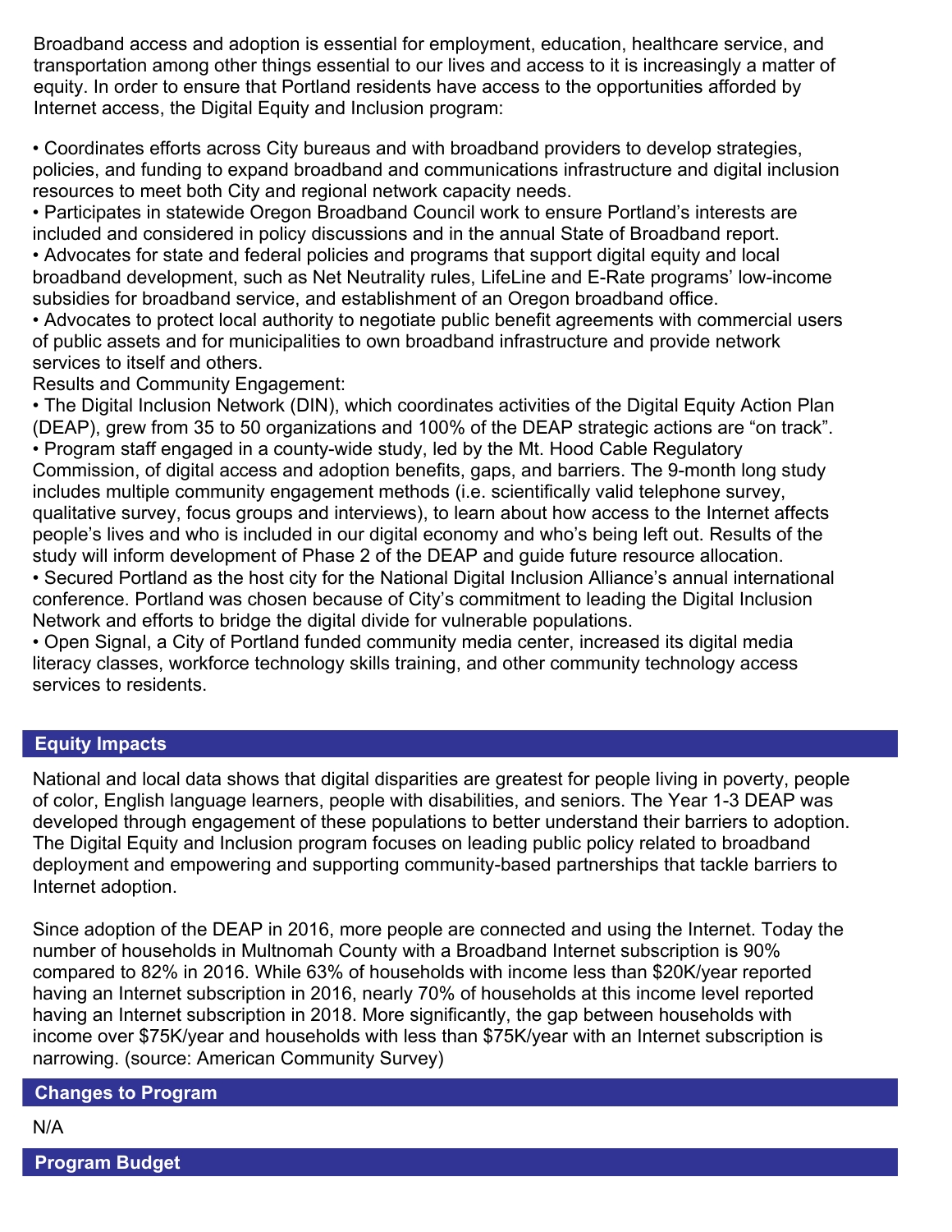Broadband access and adoption is essential for employment, education, healthcare service, and transportation among other things essential to our lives and access to it is increasingly a matter of equity. In order to ensure that Portland residents have access to the opportunities afforded by Internet access, the Digital Equity and Inclusion program:

- Coordinates efforts across City bureaus and with broadband providers to develop strategies, policies, and funding to expand broadband and communications infrastructure and digital inclusion resources to meet both City and regional network capacity needs.
- Participates in statewide Oregon Broadband Council work to ensure Portland's interests are included and considered in policy discussions and in the annual State of Broadband report.
- Advocates for state and federal policies and programs that support digital equity and local broadband development, such as Net Neutrality rules, LifeLine and E-Rate programs' low-income subsidies for broadband service, and establishment of an Oregon broadband office.
- Advocates to protect local authority to negotiate public benefit agreements with commercial users of public assets and for municipalities to own broadband infrastructure and provide network services to itself and others.

Results and Community Engagement:

- The Digital Inclusion Network (DIN), which coordinates activities of the Digital Equity Action Plan (DEAP), grew from 35 to 50 organizations and 100% of the DEAP strategic actions are "on track".
- Program staff engaged in a county-wide study, led by the Mt. Hood Cable Regulatory Commission, of digital access and adoption benefits, gaps, and barriers. The 9-month long study includes multiple community engagement methods (i.e. scientifically valid telephone survey, qualitative survey, focus groups and interviews), to learn about how access to the Internet affects people's lives and who is included in our digital economy and who's being left out. Results of the study will inform development of Phase 2 of the DEAP and guide future resource allocation.
- Secured Portland as the host city for the National Digital Inclusion Alliance's annual international conference. Portland was chosen because of City's commitment to leading the Digital Inclusion Network and efforts to bridge the digital divide for vulnerable populations.
- Open Signal, a City of Portland funded community media center, increased its digital media literacy classes, workforce technology skills training, and other community technology access services to residents.

## Equity Impacts

National and local data shows that digital disparities are greatest for people living in poverty, people of color, English language learners, people with disabilities, and seniors. The Year 1-3 DEAP was developed through engagement of these populations to better understand their barriers to adoption. The Digital Equity and Inclusion program focuses on leading public policy related to broadband deployment and empowering and supporting community-based partnerships that tackle barriers to Internet adoption.

Since adoption of the DEAP in 2016, more people are connected and using the Internet. Today the number of households in Multnomah County with a Broadband Internet subscription is 90% compared to 82% in 2016. While 63% of households with income less than $20K/year reported having an Internet subscription in 2016, nearly 70% of households at this income level reported having an Internet subscription in 2018. More significantly, the gap between households with income over $75K/year and households with less than $75K/year with an Internet subscription is narrowing. (source: American Community Survey)

## Changes to Program

N/A

## Program Budget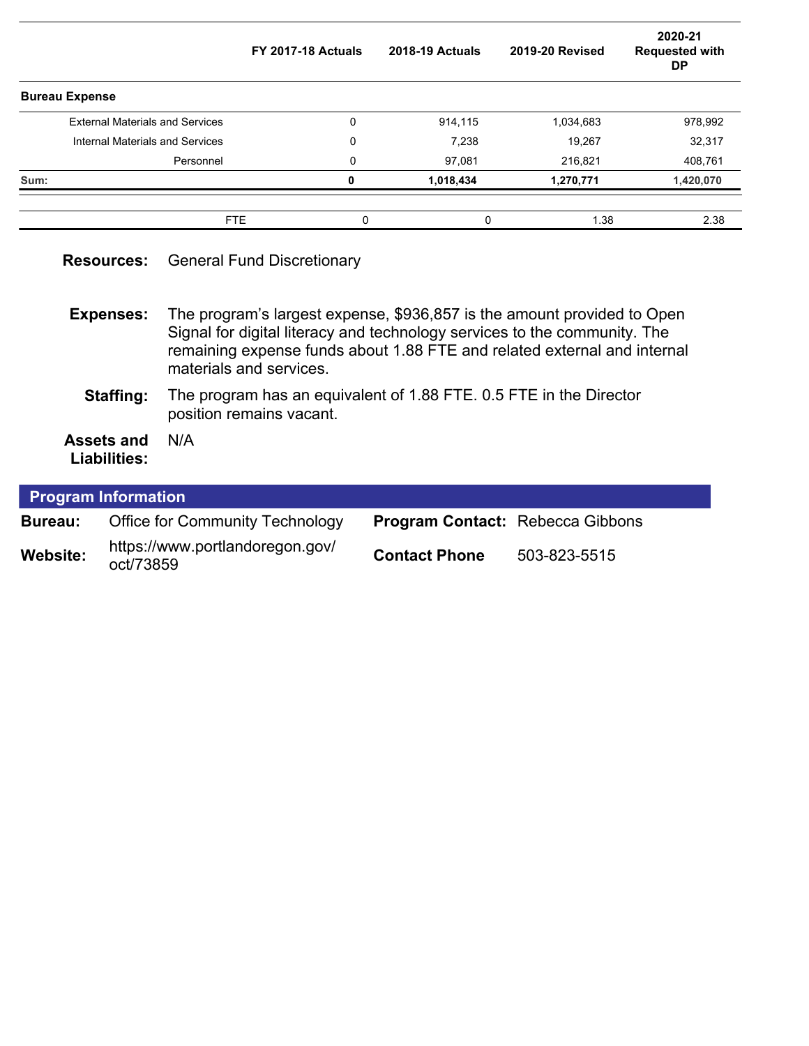| | FY 2017-18 Actuals | 2018-19 Actuals | 2019-20 Revised | 2020-21 Requested with DP |
|---|---|---|---|---|
| **Bureau Expense** | | | | |
| External Materials and Services | 0 | 914,115 | 1,034,683 | 978,992 |
| Internal Materials and Services | 0 | 7,238 | 19,267 | 32,317 |
| Personnel | 0 | 97,081 | 216,821 | 408,761 |
| **Sum:** | **0** | **1,018,434** | **1,270,771** | **1,420,070** |

| | | | | |
|---|---|---|---|---|
| FTE | 0 | 0 | 1.38 | 2.38 |

**Resources:** General Fund Discretionary

**Expenses:** The program's largest expense, $936,857 is the amount provided to Open Signal for digital literacy and technology services to the community. The remaining expense funds about 1.88 FTE and related external and internal materials and services.

**Staffing:** The program has an equivalent of 1.88 FTE. 0.5 FTE in the Director position remains vacant.

**Assets and Liabilities:** N/A

## Program Information

**Bureau:** Office for Community Technology

**Program Contact:** Rebecca Gibbons

**Website:** https://www.portlandoregon.gov/oct/73859

**Contact Phone** 503-823-5515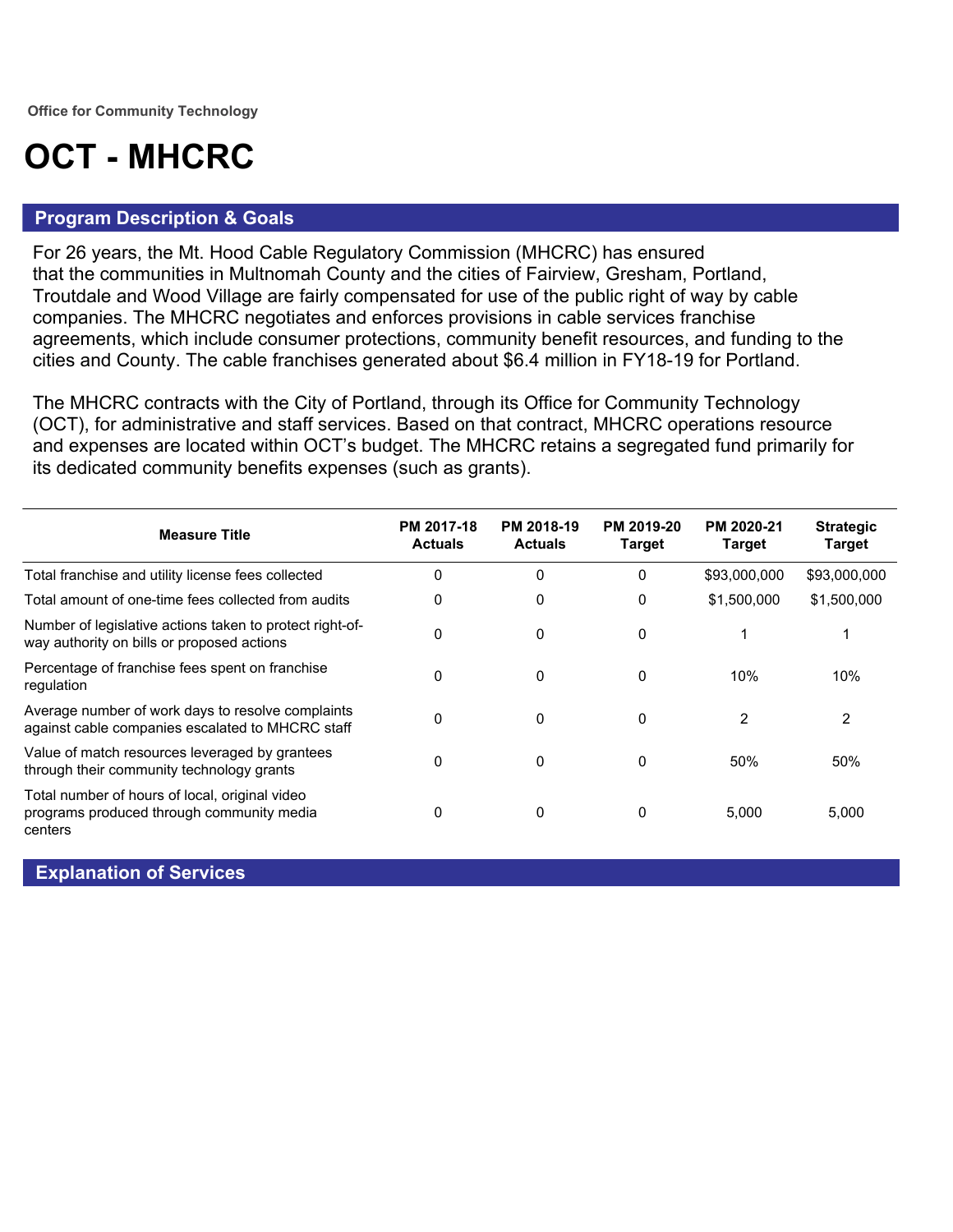Office for Community Technology

# OCT - MHCRC

## Program Description & Goals

For 26 years, the Mt. Hood Cable Regulatory Commission (MHCRC) has ensured that the communities in Multnomah County and the cities of Fairview, Gresham, Portland, Troutdale and Wood Village are fairly compensated for use of the public right of way by cable companies. The MHCRC negotiates and enforces provisions in cable services franchise agreements, which include consumer protections, community benefit resources, and funding to the cities and County. The cable franchises generated about $6.4 million in FY18-19 for Portland.

The MHCRC contracts with the City of Portland, through its Office for Community Technology (OCT), for administrative and staff services. Based on that contract, MHCRC operations resource and expenses are located within OCT's budget. The MHCRC retains a segregated fund primarily for its dedicated community benefits expenses (such as grants).

| Measure Title | PM 2017-18 Actuals | PM 2018-19 Actuals | PM 2019-20 Target | PM 2020-21 Target | Strategic Target |
|---|---|---|---|---|---|
| Total franchise and utility license fees collected | 0 | 0 | 0 | $93,000,000 | $93,000,000 |
| Total amount of one-time fees collected from audits | 0 | 0 | 0 | $1,500,000 | $1,500,000 |
| Number of legislative actions taken to protect right-of-way authority on bills or proposed actions | 0 | 0 | 0 | 1 | 1 |
| Percentage of franchise fees spent on franchise regulation | 0 | 0 | 0 | 10% | 10% |
| Average number of work days to resolve complaints against cable companies escalated to MHCRC staff | 0 | 0 | 0 | 2 | 2 |
| Value of match resources leveraged by grantees through their community technology grants | 0 | 0 | 0 | 50% | 50% |
| Total number of hours of local, original video programs produced through community media centers | 0 | 0 | 0 | 5,000 | 5,000 |

## Explanation of Services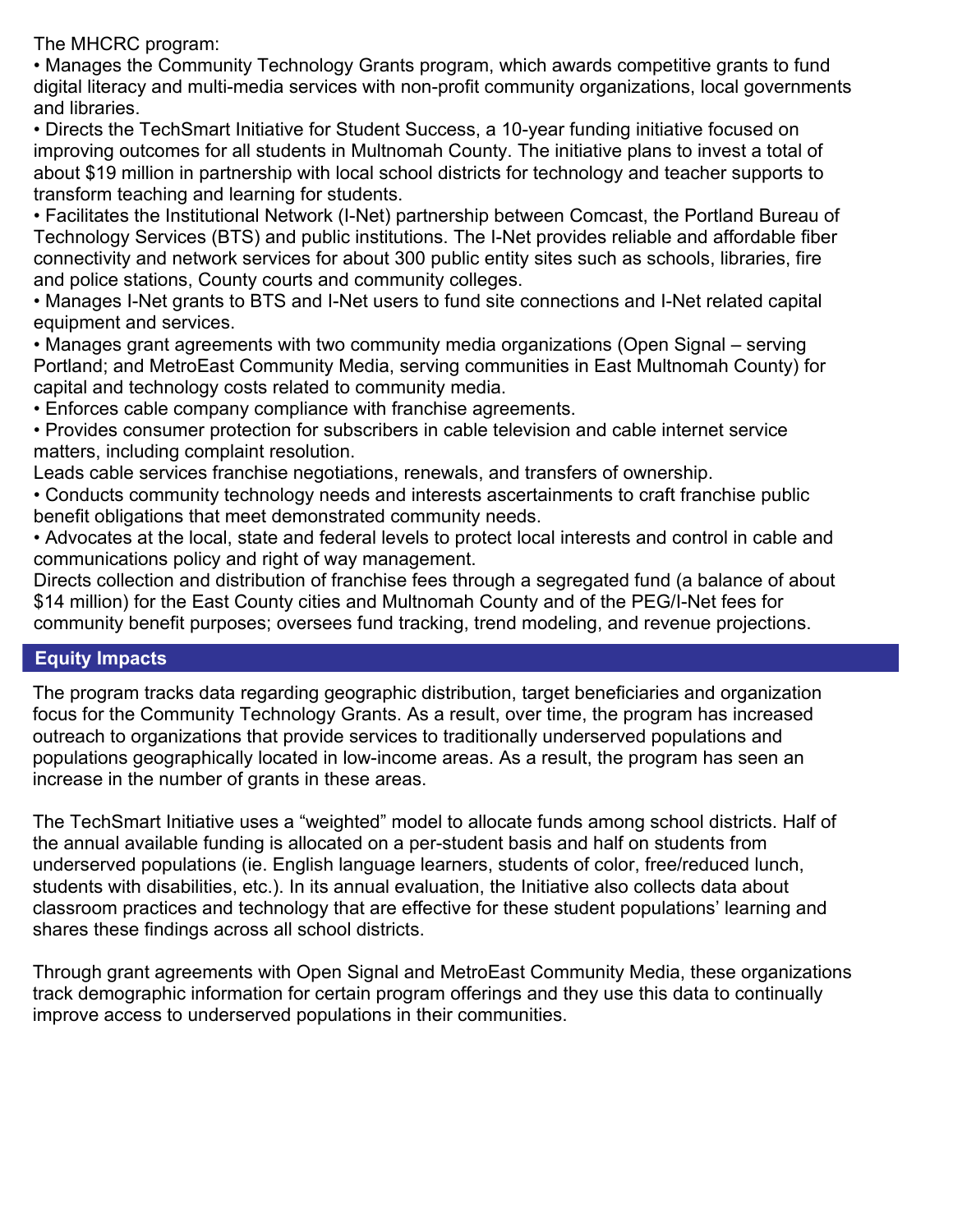The MHCRC program:

- Manages the Community Technology Grants program, which awards competitive grants to fund digital literacy and multi-media services with non-profit community organizations, local governments and libraries.
- Directs the TechSmart Initiative for Student Success, a 10-year funding initiative focused on improving outcomes for all students in Multnomah County. The initiative plans to invest a total of about $19 million in partnership with local school districts for technology and teacher supports to transform teaching and learning for students.
- Facilitates the Institutional Network (I-Net) partnership between Comcast, the Portland Bureau of Technology Services (BTS) and public institutions. The I-Net provides reliable and affordable fiber connectivity and network services for about 300 public entity sites such as schools, libraries, fire and police stations, County courts and community colleges.
- Manages I-Net grants to BTS and I-Net users to fund site connections and I-Net related capital equipment and services.
- Manages grant agreements with two community media organizations (Open Signal – serving Portland; and MetroEast Community Media, serving communities in East Multnomah County) for capital and technology costs related to community media.
- Enforces cable company compliance with franchise agreements.
- Provides consumer protection for subscribers in cable television and cable internet service matters, including complaint resolution.

Leads cable services franchise negotiations, renewals, and transfers of ownership.

- Conducts community technology needs and interests ascertainments to craft franchise public benefit obligations that meet demonstrated community needs.
- Advocates at the local, state and federal levels to protect local interests and control in cable and communications policy and right of way management.

Directs collection and distribution of franchise fees through a segregated fund (a balance of about $14 million) for the East County cities and Multnomah County and of the PEG/I-Net fees for community benefit purposes; oversees fund tracking, trend modeling, and revenue projections.

## Equity Impacts

The program tracks data regarding geographic distribution, target beneficiaries and organization focus for the Community Technology Grants. As a result, over time, the program has increased outreach to organizations that provide services to traditionally underserved populations and populations geographically located in low-income areas. As a result, the program has seen an increase in the number of grants in these areas.

The TechSmart Initiative uses a “weighted” model to allocate funds among school districts. Half of the annual available funding is allocated on a per-student basis and half on students from underserved populations (ie. English language learners, students of color, free/reduced lunch, students with disabilities, etc.). In its annual evaluation, the Initiative also collects data about classroom practices and technology that are effective for these student populations’ learning and shares these findings across all school districts.

Through grant agreements with Open Signal and MetroEast Community Media, these organizations track demographic information for certain program offerings and they use this data to continually improve access to underserved populations in their communities.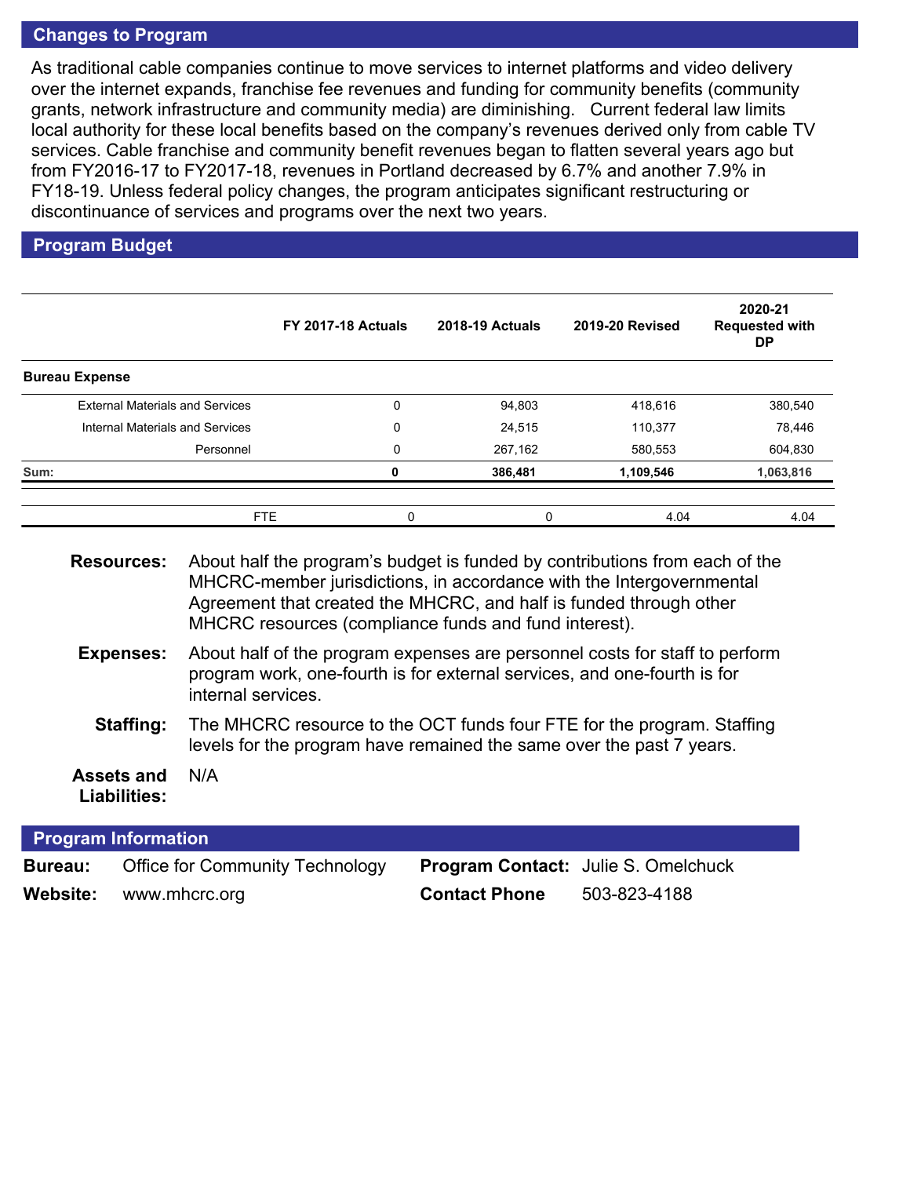## Changes to Program

As traditional cable companies continue to move services to internet platforms and video delivery over the internet expands, franchise fee revenues and funding for community benefits (community grants, network infrastructure and community media) are diminishing. Current federal law limits local authority for these local benefits based on the company's revenues derived only from cable TV services. Cable franchise and community benefit revenues began to flatten several years ago but from FY2016-17 to FY2017-18, revenues in Portland decreased by 6.7% and another 7.9% in FY18-19. Unless federal policy changes, the program anticipates significant restructuring or discontinuance of services and programs over the next two years.

## Program Budget

| | FY 2017-18 Actuals | 2018-19 Actuals | 2019-20 Revised | 2020-21 Requested with DP |
|---|---|---|---|---|
| **Bureau Expense** | | | | |
| External Materials and Services | 0 | 94,803 | 418,616 | 380,540 |
| Internal Materials and Services | 0 | 24,515 | 110,377 | 78,446 |
| Personnel | 0 | 267,162 | 580,553 | 604,830 |
| **Sum:** | **0** | **386,481** | **1,109,546** | **1,063,816** |
| FTE | 0 | 0 | 4.04 | 4.04 |

**Resources:** About half the program's budget is funded by contributions from each of the MHCRC-member jurisdictions, in accordance with the Intergovernmental Agreement that created the MHCRC, and half is funded through other MHCRC resources (compliance funds and fund interest).

**Expenses:** About half of the program expenses are personnel costs for staff to perform program work, one-fourth is for external services, and one-fourth is for internal services.

**Staffing:** The MHCRC resource to the OCT funds four FTE for the program. Staffing levels for the program have remained the same over the past 7 years.

**Assets and Liabilities:** N/A

## Program Information

**Bureau:** Office for Community Technology

**Program Contact:** Julie S. Omelchuck

**Website:** www.mhcrc.org

**Contact Phone** 503-823-4188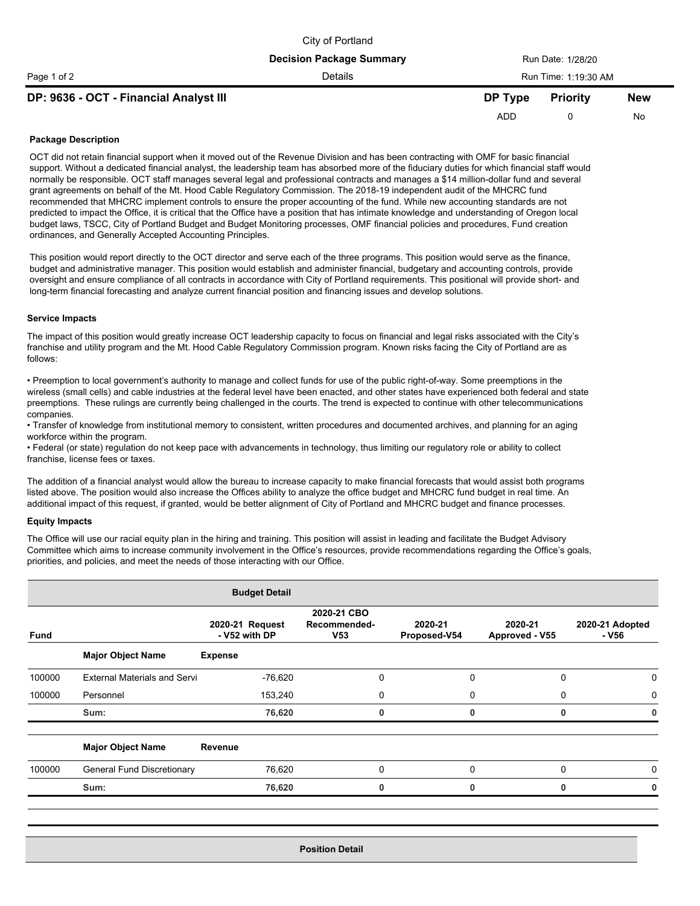City of Portland

**Decision Package Summary**

Details

Run Date: 1/28/20

Run Time: 1:19:30 AM

## DP: 9636 - OCT - Financial Analyst III

| DP Type | Priority | New |
|---|---|---|
| ADD | 0 | No |

### Package Description

OCT did not retain financial support when it moved out of the Revenue Division and has been contracting with OMF for basic financial support. Without a dedicated financial analyst, the leadership team has absorbed more of the fiduciary duties for which financial staff would normally be responsible. OCT staff manages several legal and professional contracts and manages a $14 million-dollar fund and several grant agreements on behalf of the Mt. Hood Cable Regulatory Commission. The 2018-19 independent audit of the MHCRC fund recommended that MHCRC implement controls to ensure the proper accounting of the fund. While new accounting standards are not predicted to impact the Office, it is critical that the Office have a position that has intimate knowledge and understanding of Oregon local budget laws, TSCC, City of Portland Budget and Budget Monitoring processes, OMF financial policies and procedures, Fund creation ordinances, and Generally Accepted Accounting Principles.

This position would report directly to the OCT director and serve each of the three programs. This position would serve as the finance, budget and administrative manager. This position would establish and administer financial, budgetary and accounting controls, provide oversight and ensure compliance of all contracts in accordance with City of Portland requirements. This positional will provide short- and long-term financial forecasting and analyze current financial position and financing issues and develop solutions.

### Service Impacts

The impact of this position would greatly increase OCT leadership capacity to focus on financial and legal risks associated with the City's franchise and utility program and the Mt. Hood Cable Regulatory Commission program. Known risks facing the City of Portland are as follows:

- Preemption to local government's authority to manage and collect funds for use of the public right-of-way. Some preemptions in the wireless (small cells) and cable industries at the federal level have been enacted, and other states have experienced both federal and state preemptions. These rulings are currently being challenged in the courts. The trend is expected to continue with other telecommunications companies.
- Transfer of knowledge from institutional memory to consistent, written procedures and documented archives, and planning for an aging workforce within the program.
- Federal (or state) regulation do not keep pace with advancements in technology, thus limiting our regulatory role or ability to collect franchise, license fees or taxes.

The addition of a financial analyst would allow the bureau to increase capacity to make financial forecasts that would assist both programs listed above. The position would also increase the Offices ability to analyze the office budget and MHCRC fund budget in real time. An additional impact of this request, if granted, would be better alignment of City of Portland and MHCRC budget and finance processes.

### Equity Impacts

The Office will use our racial equity plan in the hiring and training. This position will assist in leading and facilitate the Budget Advisory Committee which aims to increase community involvement in the Office's resources, provide recommendations regarding the Office's goals, priorities, and policies, and meet the needs of those interacting with our Office.

**Budget Detail**

| Fund | | 2020-21 Request - V52 with DP | 2020-21 CBO Recommended- V53 | 2020-21 Proposed-V54 | 2020-21 Approved - V55 | 2020-21 Adopted - V56 |
|---|---|---|---|---|---|---|
| | **Major Object Name** | **Expense** | | | | |
| 100000 | External Materials and Servi | -76,620 | 0 | 0 | 0 | 0 |
| 100000 | Personnel | 153,240 | 0 | 0 | 0 | 0 |
| | **Sum:** | **76,620** | **0** | **0** | **0** | **0** |
| | **Major Object Name** | **Revenue** | | | | |
| 100000 | General Fund Discretionary | 76,620 | 0 | 0 | 0 | 0 |
| | **Sum:** | **76,620** | **0** | **0** | **0** | **0** |

**Position Detail**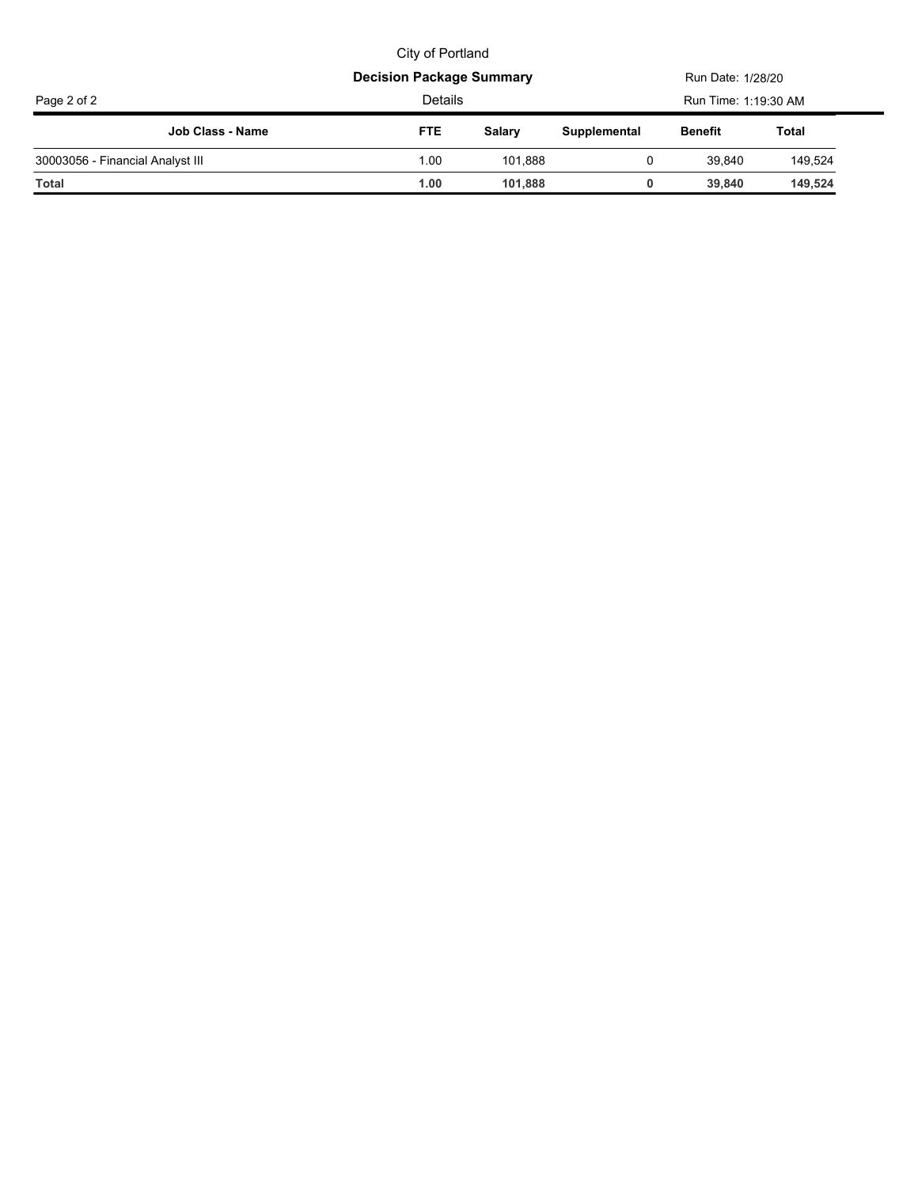City of Portland

**Decision Package Summary**

Details

Run Date: 1/28/20

Run Time: 1:19:30 AM

| Job Class - Name | FTE | Salary | Supplemental | Benefit | Total |
| --- | --- | --- | --- | --- | --- |
| 30003056 - Financial Analyst III | 1.00 | 101,888 | 0 | 39,840 | 149,524 |
| **Total** | **1.00** | **101,888** | **0** | **39,840** | **149,524** |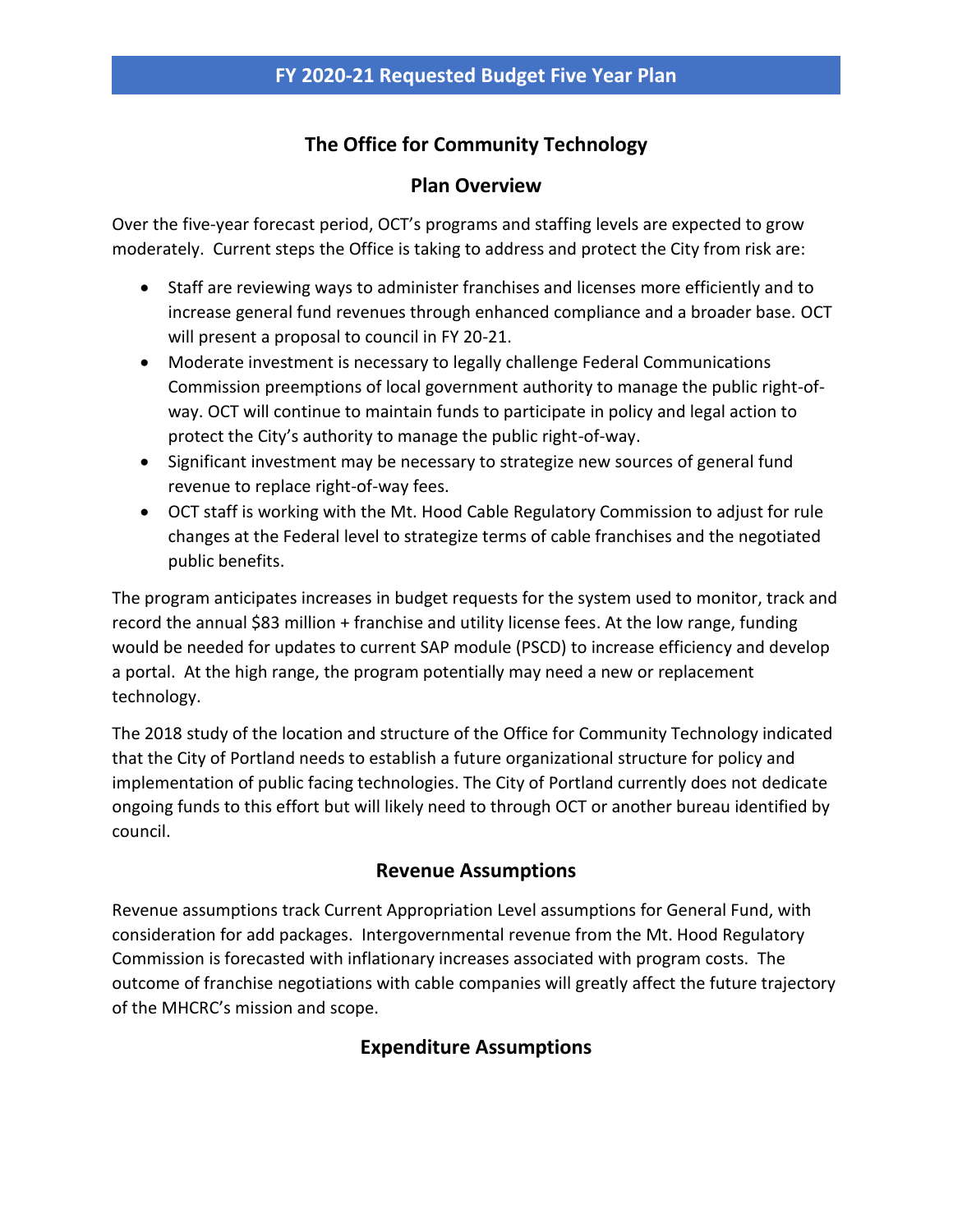# FY 2020-21 Requested Budget Five Year Plan

## The Office for Community Technology

### Plan Overview

Over the five-year forecast period, OCT's programs and staffing levels are expected to grow moderately. Current steps the Office is taking to address and protect the City from risk are:

- Staff are reviewing ways to administer franchises and licenses more efficiently and to increase general fund revenues through enhanced compliance and a broader base. OCT will present a proposal to council in FY 20-21.
- Moderate investment is necessary to legally challenge Federal Communications Commission preemptions of local government authority to manage the public right-of-way. OCT will continue to maintain funds to participate in policy and legal action to protect the City's authority to manage the public right-of-way.
- Significant investment may be necessary to strategize new sources of general fund revenue to replace right-of-way fees.
- OCT staff is working with the Mt. Hood Cable Regulatory Commission to adjust for rule changes at the Federal level to strategize terms of cable franchises and the negotiated public benefits.

The program anticipates increases in budget requests for the system used to monitor, track and record the annual $83 million + franchise and utility license fees. At the low range, funding would be needed for updates to current SAP module (PSCD) to increase efficiency and develop a portal. At the high range, the program potentially may need a new or replacement technology.

The 2018 study of the location and structure of the Office for Community Technology indicated that the City of Portland needs to establish a future organizational structure for policy and implementation of public facing technologies. The City of Portland currently does not dedicate ongoing funds to this effort but will likely need to through OCT or another bureau identified by council.

### Revenue Assumptions

Revenue assumptions track Current Appropriation Level assumptions for General Fund, with consideration for add packages. Intergovernmental revenue from the Mt. Hood Regulatory Commission is forecasted with inflationary increases associated with program costs. The outcome of franchise negotiations with cable companies will greatly affect the future trajectory of the MHCRC's mission and scope.

### Expenditure Assumptions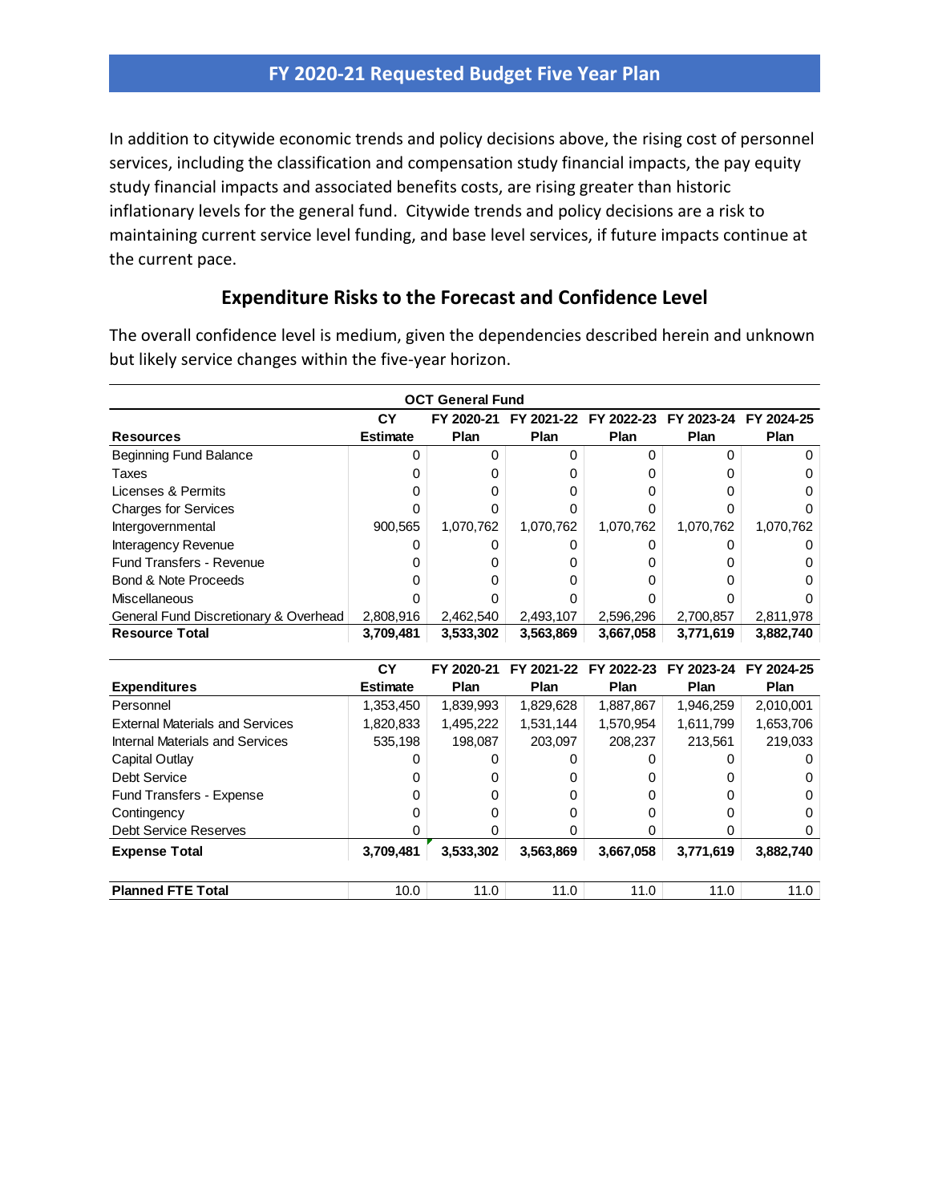## FY 2020-21 Requested Budget Five Year Plan

In addition to citywide economic trends and policy decisions above, the rising cost of personnel services, including the classification and compensation study financial impacts, the pay equity study financial impacts and associated benefits costs, are rising greater than historic inflationary levels for the general fund. Citywide trends and policy decisions are a risk to maintaining current service level funding, and base level services, if future impacts continue at the current pace.

### Expenditure Risks to the Forecast and Confidence Level

The overall confidence level is medium, given the dependencies described herein and unknown but likely service changes within the five-year horizon.

**OCT General Fund**

| Resources | CY Estimate | FY 2020-21 Plan | FY 2021-22 Plan | FY 2022-23 Plan | FY 2023-24 Plan | FY 2024-25 Plan |
|---|---|---|---|---|---|---|
| Beginning Fund Balance | 0 | 0 | 0 | 0 | 0 | 0 |
| Taxes | 0 | 0 | 0 | 0 | 0 | 0 |
| Licenses & Permits | 0 | 0 | 0 | 0 | 0 | 0 |
| Charges for Services | 0 | 0 | 0 | 0 | 0 | 0 |
| Intergovernmental | 900,565 | 1,070,762 | 1,070,762 | 1,070,762 | 1,070,762 | 1,070,762 |
| Interagency Revenue | 0 | 0 | 0 | 0 | 0 | 0 |
| Fund Transfers - Revenue | 0 | 0 | 0 | 0 | 0 | 0 |
| Bond & Note Proceeds | 0 | 0 | 0 | 0 | 0 | 0 |
| Miscellaneous | 0 | 0 | 0 | 0 | 0 | 0 |
| General Fund Discretionary & Overhead | 2,808,916 | 2,462,540 | 2,493,107 | 2,596,296 | 2,700,857 | 2,811,978 |
| **Resource Total** | **3,709,481** | **3,533,302** | **3,563,869** | **3,667,058** | **3,771,619** | **3,882,740** |

| Expenditures | CY Estimate | FY 2020-21 Plan | FY 2021-22 Plan | FY 2022-23 Plan | FY 2023-24 Plan | FY 2024-25 Plan |
|---|---|---|---|---|---|---|
| Personnel | 1,353,450 | 1,839,993 | 1,829,628 | 1,887,867 | 1,946,259 | 2,010,001 |
| External Materials and Services | 1,820,833 | 1,495,222 | 1,531,144 | 1,570,954 | 1,611,799 | 1,653,706 |
| Internal Materials and Services | 535,198 | 198,087 | 203,097 | 208,237 | 213,561 | 219,033 |
| Capital Outlay | 0 | 0 | 0 | 0 | 0 | 0 |
| Debt Service | 0 | 0 | 0 | 0 | 0 | 0 |
| Fund Transfers - Expense | 0 | 0 | 0 | 0 | 0 | 0 |
| Contingency | 0 | 0 | 0 | 0 | 0 | 0 |
| Debt Service Reserves | 0 | 0 | 0 | 0 | 0 | 0 |
| **Expense Total** | **3,709,481** | **3,533,302** | **3,563,869** | **3,667,058** | **3,771,619** | **3,882,740** |

| | | | | | | |
|---|---|---|---|---|---|---|
| **Planned FTE Total** | 10.0 | 11.0 | 11.0 | 11.0 | 11.0 | 11.0 |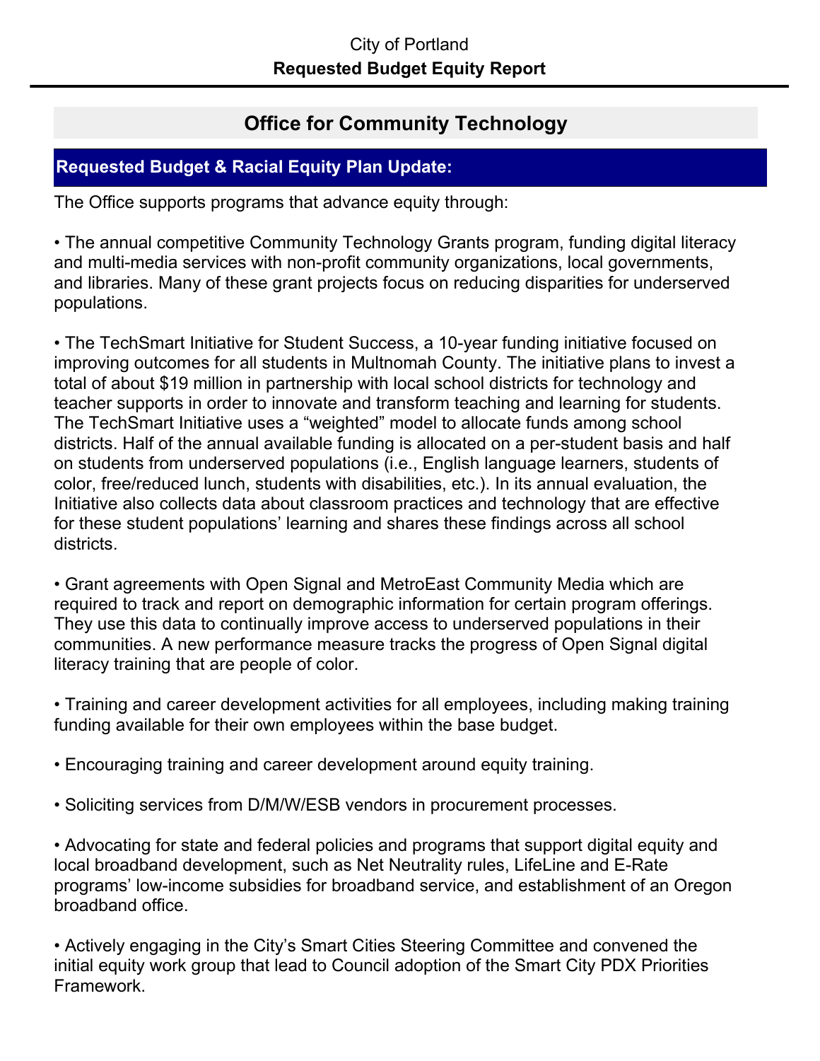City of Portland

**Requested Budget Equity Report**

## Office for Community Technology

### Requested Budget & Racial Equity Plan Update:

The Office supports programs that advance equity through:

- The annual competitive Community Technology Grants program, funding digital literacy and multi-media services with non-profit community organizations, local governments, and libraries. Many of these grant projects focus on reducing disparities for underserved populations.

- The TechSmart Initiative for Student Success, a 10-year funding initiative focused on improving outcomes for all students in Multnomah County. The initiative plans to invest a total of about $19 million in partnership with local school districts for technology and teacher supports in order to innovate and transform teaching and learning for students. The TechSmart Initiative uses a "weighted" model to allocate funds among school districts. Half of the annual available funding is allocated on a per-student basis and half on students from underserved populations (i.e., English language learners, students of color, free/reduced lunch, students with disabilities, etc.). In its annual evaluation, the Initiative also collects data about classroom practices and technology that are effective for these student populations' learning and shares these findings across all school districts.

- Grant agreements with Open Signal and MetroEast Community Media which are required to track and report on demographic information for certain program offerings. They use this data to continually improve access to underserved populations in their communities. A new performance measure tracks the progress of Open Signal digital literacy training that are people of color.

- Training and career development activities for all employees, including making training funding available for their own employees within the base budget.

- Encouraging training and career development around equity training.

- Soliciting services from D/M/W/ESB vendors in procurement processes.

- Advocating for state and federal policies and programs that support digital equity and local broadband development, such as Net Neutrality rules, LifeLine and E-Rate programs' low-income subsidies for broadband service, and establishment of an Oregon broadband office.

- Actively engaging in the City's Smart Cities Steering Committee and convened the initial equity work group that lead to Council adoption of the Smart City PDX Priorities Framework.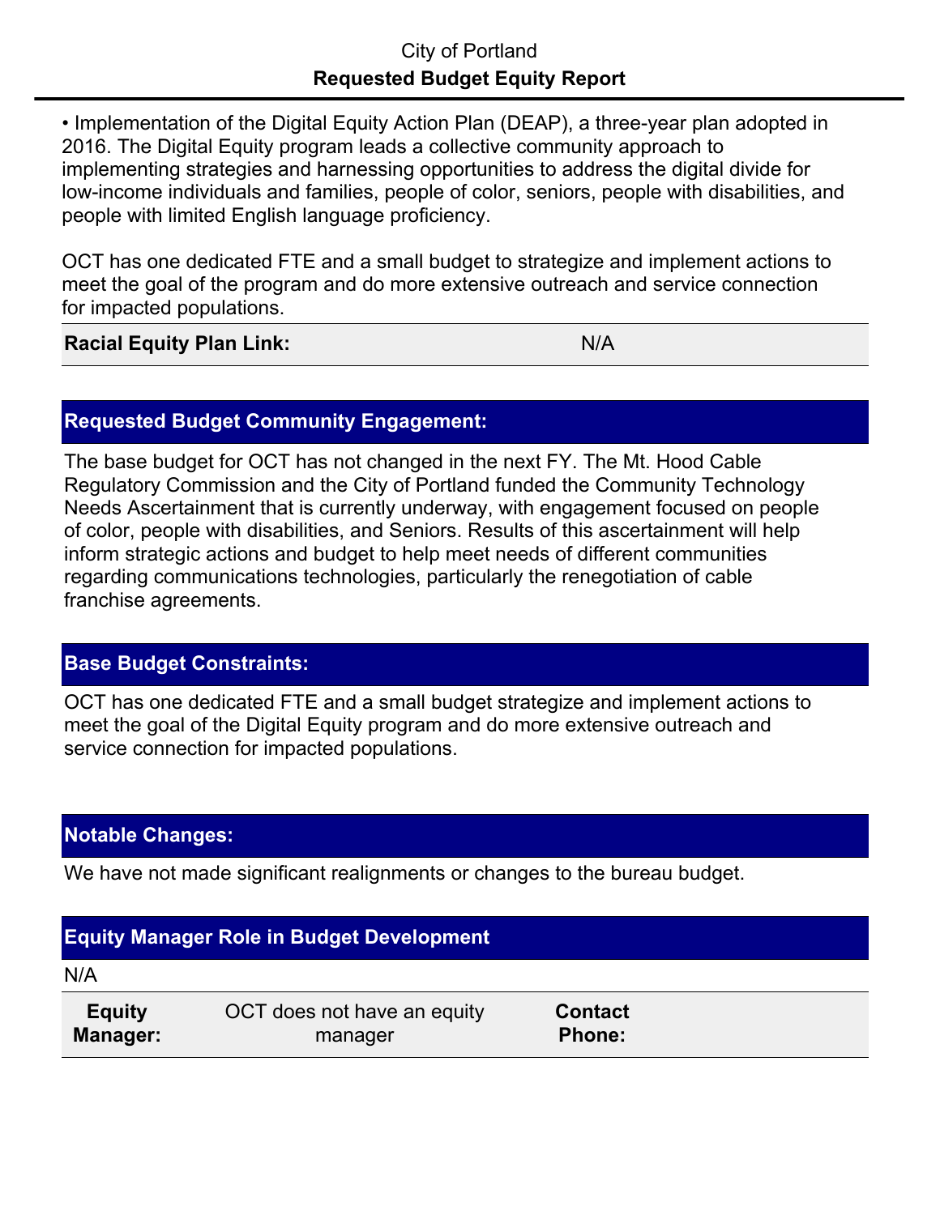City of Portland

**Requested Budget Equity Report**

- Implementation of the Digital Equity Action Plan (DEAP), a three-year plan adopted in 2016. The Digital Equity program leads a collective community approach to implementing strategies and harnessing opportunities to address the digital divide for low-income individuals and families, people of color, seniors, people with disabilities, and people with limited English language proficiency.

OCT has one dedicated FTE and a small budget to strategize and implement actions to meet the goal of the program and do more extensive outreach and service connection for impacted populations.

| **Racial Equity Plan Link:** | N/A |
|---|---|

## Requested Budget Community Engagement:

The base budget for OCT has not changed in the next FY. The Mt. Hood Cable Regulatory Commission and the City of Portland funded the Community Technology Needs Ascertainment that is currently underway, with engagement focused on people of color, people with disabilities, and Seniors. Results of this ascertainment will help inform strategic actions and budget to help meet needs of different communities regarding communications technologies, particularly the renegotiation of cable franchise agreements.

## Base Budget Constraints:

OCT has one dedicated FTE and a small budget strategize and implement actions to meet the goal of the Digital Equity program and do more extensive outreach and service connection for impacted populations.

## Notable Changes:

We have not made significant realignments or changes to the bureau budget.

## Equity Manager Role in Budget Development

N/A

| **Equity Manager:** | OCT does not have an equity manager | **Contact Phone:** | |
|---|---|---|---|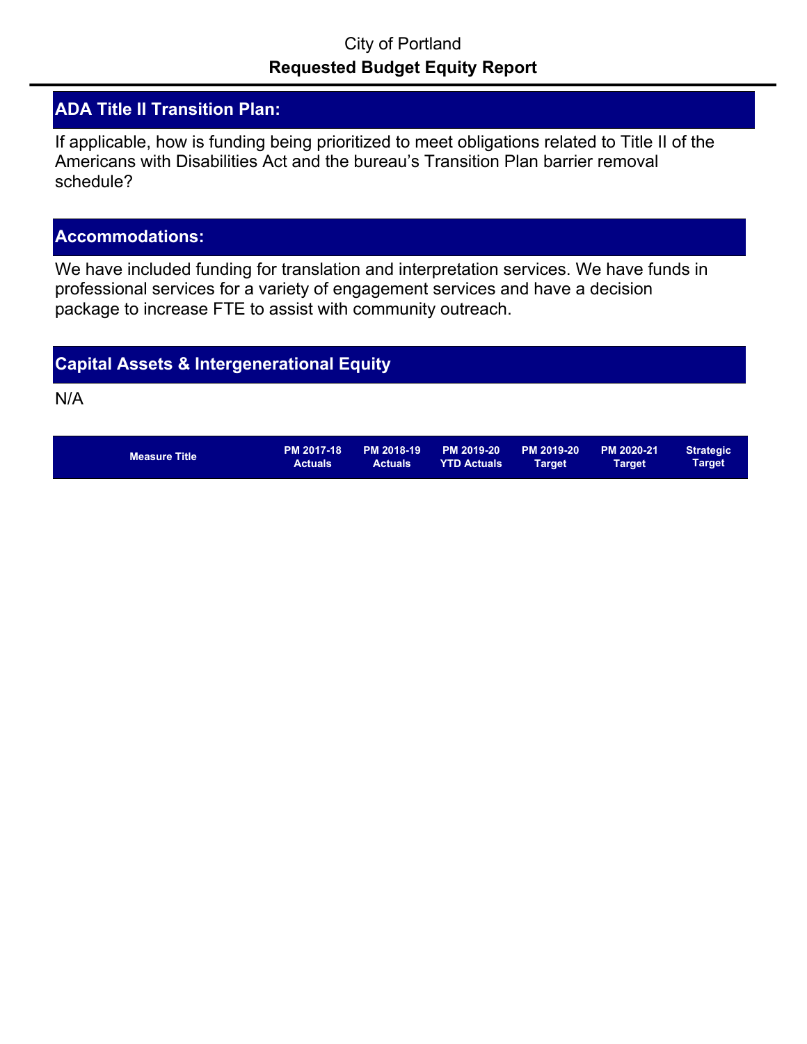City of Portland

**Requested Budget Equity Report**

## ADA Title II Transition Plan:

If applicable, how is funding being prioritized to meet obligations related to Title II of the Americans with Disabilities Act and the bureau's Transition Plan barrier removal schedule?

## Accommodations:

We have included funding for translation and interpretation services. We have funds in professional services for a variety of engagement services and have a decision package to increase FTE to assist with community outreach.

## Capital Assets & Intergenerational Equity

N/A

| Measure Title | PM 2017-18 Actuals | PM 2018-19 Actuals | PM 2019-20 YTD Actuals | PM 2019-20 Target | PM 2020-21 Target | Strategic Target |
|---|---|---|---|---|---|---|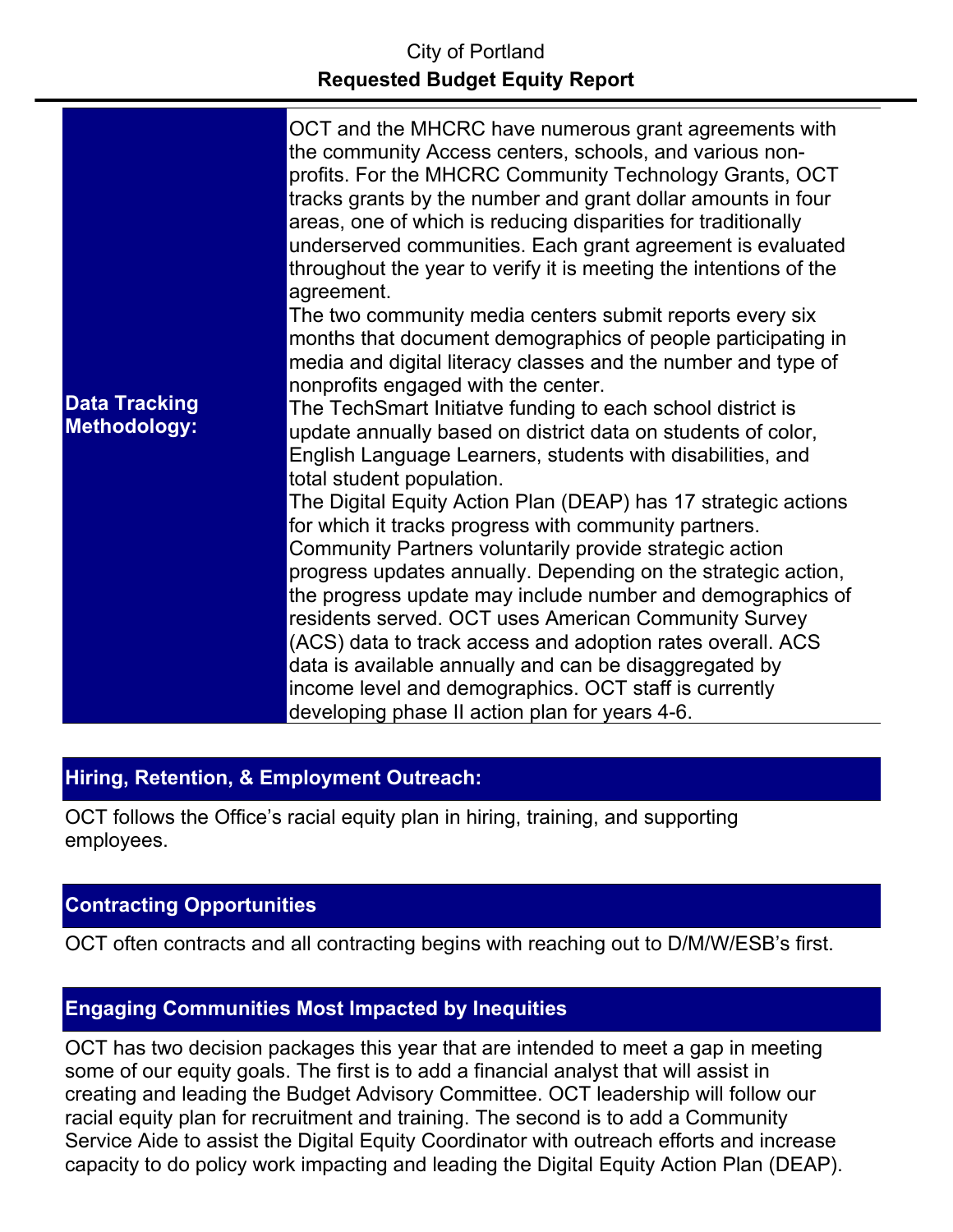City of Portland

**Requested Budget Equity Report**

| | |
|---|---|
| **Data Tracking Methodology:** | OCT and the MHCRC have numerous grant agreements with the community Access centers, schools, and various non-profits. For the MHCRC Community Technology Grants, OCT tracks grants by the number and grant dollar amounts in four areas, one of which is reducing disparities for traditionally underserved communities. Each grant agreement is evaluated throughout the year to verify it is meeting the intentions of the agreement. The two community media centers submit reports every six months that document demographics of people participating in media and digital literacy classes and the number and type of nonprofits engaged with the center. The TechSmart Initiatve funding to each school district is update annually based on district data on students of color, English Language Learners, students with disabilities, and total student population. The Digital Equity Action Plan (DEAP) has 17 strategic actions for which it tracks progress with community partners. Community Partners voluntarily provide strategic action progress updates annually. Depending on the strategic action, the progress update may include number and demographics of residents served. OCT uses American Community Survey (ACS) data to track access and adoption rates overall. ACS data is available annually and can be disaggregated by income level and demographics. OCT staff is currently developing phase II action plan for years 4-6. |

## Hiring, Retention, & Employment Outreach:

OCT follows the Office's racial equity plan in hiring, training, and supporting employees.

## Contracting Opportunities

OCT often contracts and all contracting begins with reaching out to D/M/W/ESB's first.

## Engaging Communities Most Impacted by Inequities

OCT has two decision packages this year that are intended to meet a gap in meeting some of our equity goals. The first is to add a financial analyst that will assist in creating and leading the Budget Advisory Committee. OCT leadership will follow our racial equity plan for recruitment and training. The second is to add a Community Service Aide to assist the Digital Equity Coordinator with outreach efforts and increase capacity to do policy work impacting and leading the Digital Equity Action Plan (DEAP).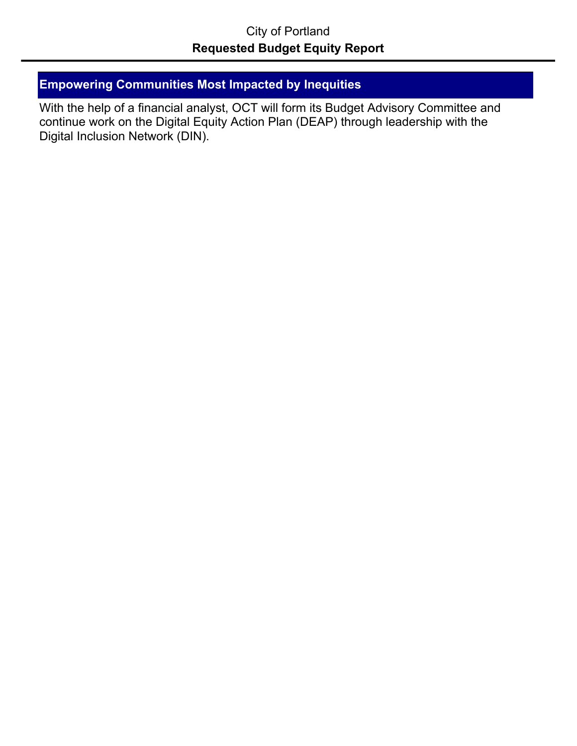## Empowering Communities Most Impacted by Inequities

With the help of a financial analyst, OCT will form its Budget Advisory Committee and continue work on the Digital Equity Action Plan (DEAP) through leadership with the Digital Inclusion Network (DIN).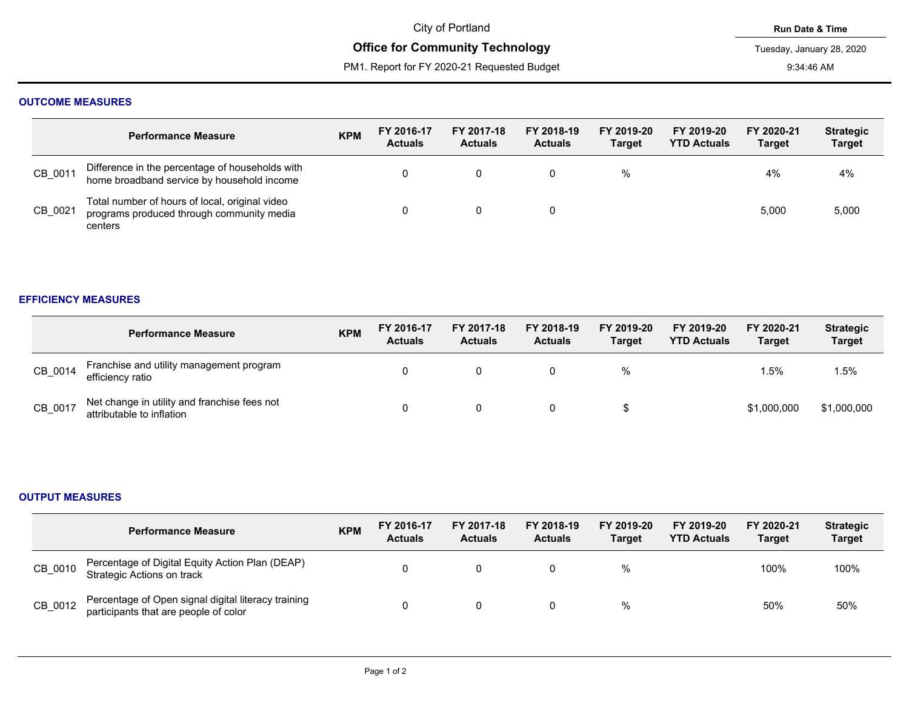City of Portland

**Office for Community Technology**

PM1. Report for FY 2020-21 Requested Budget

**Run Date & Time**

Tuesday, January 28, 2020

9:34:46 AM

## OUTCOME MEASURES

| | Performance Measure | KPM | FY 2016-17 Actuals | FY 2017-18 Actuals | FY 2018-19 Actuals | FY 2019-20 Target | FY 2019-20 YTD Actuals | FY 2020-21 Target | Strategic Target |
|---|---|---|---|---|---|---|---|---|---|
| CB_0011 | Difference in the percentage of households with home broadband service by household income | | 0 | 0 | 0 | % | | 4% | 4% |
| CB_0021 | Total number of hours of local, original video programs produced through community media centers | | 0 | 0 | 0 | | | 5,000 | 5,000 |

## EFFICIENCY MEASURES

| | Performance Measure | KPM | FY 2016-17 Actuals | FY 2017-18 Actuals | FY 2018-19 Actuals | FY 2019-20 Target | FY 2019-20 YTD Actuals | FY 2020-21 Target | Strategic Target |
|---|---|---|---|---|---|---|---|---|---|
| CB_0014 | Franchise and utility management program efficiency ratio | | 0 | 0 | 0 | % | | 1.5% | 1.5% |
| CB_0017 | Net change in utility and franchise fees not attributable to inflation | | 0 | 0 | 0 | $ | | $1,000,000 | $1,000,000 |

## OUTPUT MEASURES

| | Performance Measure | KPM | FY 2016-17 Actuals | FY 2017-18 Actuals | FY 2018-19 Actuals | FY 2019-20 Target | FY 2019-20 YTD Actuals | FY 2020-21 Target | Strategic Target |
|---|---|---|---|---|---|---|---|---|---|
| CB_0010 | Percentage of Digital Equity Action Plan (DEAP) Strategic Actions on track | | 0 | 0 | 0 | % | | 100% | 100% |
| CB_0012 | Percentage of Open signal digital literacy training participants that are people of color | | 0 | 0 | 0 | % | | 50% | 50% |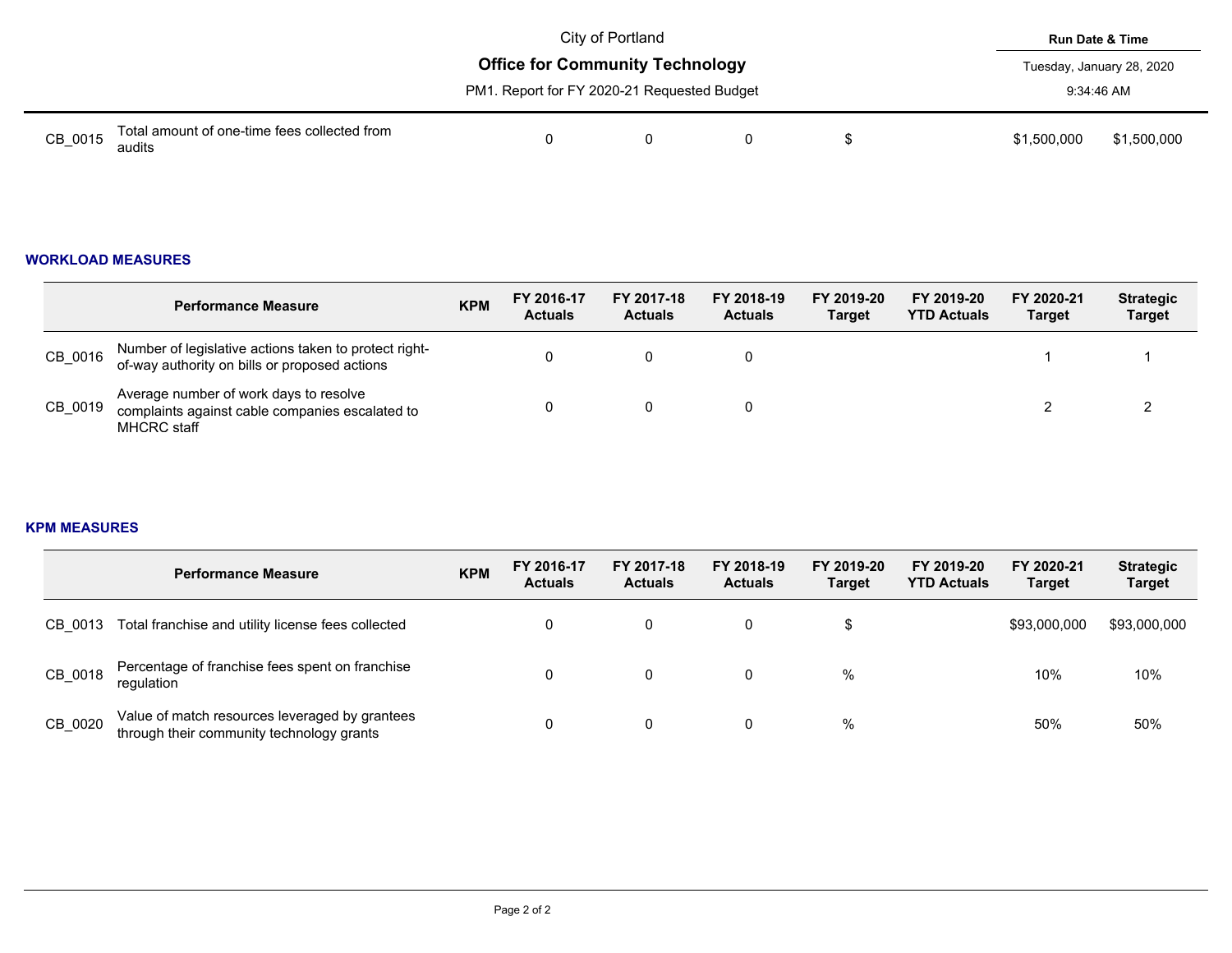| | | | | | | | | | |
|---|---|---|---|---|---|---|---|---|---|
| CB_0015 | Total amount of one-time fees collected from audits | | 0 | 0 | 0 | $ | | $1,500,000 | $1,500,000 |

## WORKLOAD MEASURES

| | Performance Measure | KPM | FY 2016-17 Actuals | FY 2017-18 Actuals | FY 2018-19 Actuals | FY 2019-20 Target | FY 2019-20 YTD Actuals | FY 2020-21 Target | Strategic Target |
|---|---|---|---|---|---|---|---|---|---|
| CB_0016 | Number of legislative actions taken to protect right-of-way authority on bills or proposed actions | | 0 | 0 | 0 | | | 1 | 1 |
| CB_0019 | Average number of work days to resolve complaints against cable companies escalated to MHCRC staff | | 0 | 0 | 0 | | | 2 | 2 |

## KPM MEASURES

| | Performance Measure | KPM | FY 2016-17 Actuals | FY 2017-18 Actuals | FY 2018-19 Actuals | FY 2019-20 Target | FY 2019-20 YTD Actuals | FY 2020-21 Target | Strategic Target |
|---|---|---|---|---|---|---|---|---|---|
| CB_0013 | Total franchise and utility license fees collected | | 0 | 0 | 0 | $ | | $93,000,000 | $93,000,000 |
| CB_0018 | Percentage of franchise fees spent on franchise regulation | | 0 | 0 | 0 | % | | 10% | 10% |
| CB_0020 | Value of match resources leveraged by grantees through their community technology grants | | 0 | 0 | 0 | % | | 50% | 50% |